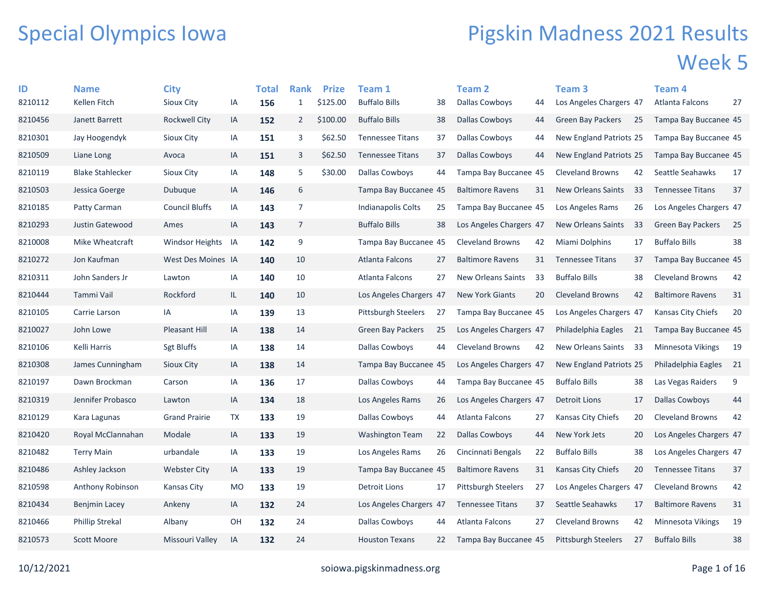# Special Olympics Iowa

# Pigskin Madness 2021 Results

## Week 5

| ID | Name | City | | Total | Rank | Prize | Team 1 | | Team 2 | | Team 3 | | Team 4 | |
|---|---|---|---|---|---|---|---|---|---|---|---|---|---|---|
| 8210112 | Kellen Fitch | Sioux City | IA | **156** | 1 | $125.00 | Buffalo Bills | 38 | Dallas Cowboys | 44 | Los Angeles Chargers | 47 | Atlanta Falcons | 27 |
| 8210456 | Janett Barrett | Rockwell City | IA | **152** | 2 | $100.00 | Buffalo Bills | 38 | Dallas Cowboys | 44 | Green Bay Packers | 25 | Tampa Bay Buccanee | 45 |
| 8210301 | Jay Hoogendyk | Sioux City | IA | **151** | 3 | $62.50 | Tennessee Titans | 37 | Dallas Cowboys | 44 | New England Patriots | 25 | Tampa Bay Buccanee | 45 |
| 8210509 | Liane Long | Avoca | IA | **151** | 3 | $62.50 | Tennessee Titans | 37 | Dallas Cowboys | 44 | New England Patriots | 25 | Tampa Bay Buccanee | 45 |
| 8210119 | Blake Stahlecker | Sioux City | IA | **148** | 5 | $30.00 | Dallas Cowboys | 44 | Tampa Bay Buccanee | 45 | Cleveland Browns | 42 | Seattle Seahawks | 17 |
| 8210503 | Jessica Goerge | Dubuque | IA | **146** | 6 | | Tampa Bay Buccanee | 45 | Baltimore Ravens | 31 | New Orleans Saints | 33 | Tennessee Titans | 37 |
| 8210185 | Patty Carman | Council Bluffs | IA | **143** | 7 | | Indianapolis Colts | 25 | Tampa Bay Buccanee | 45 | Los Angeles Rams | 26 | Los Angeles Chargers | 47 |
| 8210293 | Justin Gatewood | Ames | IA | **143** | 7 | | Buffalo Bills | 38 | Los Angeles Chargers | 47 | New Orleans Saints | 33 | Green Bay Packers | 25 |
| 8210008 | Mike Wheatcraft | Windsor Heights | IA | **142** | 9 | | Tampa Bay Buccanee | 45 | Cleveland Browns | 42 | Miami Dolphins | 17 | Buffalo Bills | 38 |
| 8210272 | Jon Kaufman | West Des Moines | IA | **140** | 10 | | Atlanta Falcons | 27 | Baltimore Ravens | 31 | Tennessee Titans | 37 | Tampa Bay Buccanee | 45 |
| 8210311 | John Sanders Jr | Lawton | IA | **140** | 10 | | Atlanta Falcons | 27 | New Orleans Saints | 33 | Buffalo Bills | 38 | Cleveland Browns | 42 |
| 8210444 | Tammi Vail | Rockford | IL | **140** | 10 | | Los Angeles Chargers | 47 | New York Giants | 20 | Cleveland Browns | 42 | Baltimore Ravens | 31 |
| 8210105 | Carrie Larson | IA | IA | **139** | 13 | | Pittsburgh Steelers | 27 | Tampa Bay Buccanee | 45 | Los Angeles Chargers | 47 | Kansas City Chiefs | 20 |
| 8210027 | John Lowe | Pleasant Hill | IA | **138** | 14 | | Green Bay Packers | 25 | Los Angeles Chargers | 47 | Philadelphia Eagles | 21 | Tampa Bay Buccanee | 45 |
| 8210106 | Kelli Harris | Sgt Bluffs | IA | **138** | 14 | | Dallas Cowboys | 44 | Cleveland Browns | 42 | New Orleans Saints | 33 | Minnesota Vikings | 19 |
| 8210308 | James Cunningham | Sioux City | IA | **138** | 14 | | Tampa Bay Buccanee | 45 | Los Angeles Chargers | 47 | New England Patriots | 25 | Philadelphia Eagles | 21 |
| 8210197 | Dawn Brockman | Carson | IA | **136** | 17 | | Dallas Cowboys | 44 | Tampa Bay Buccanee | 45 | Buffalo Bills | 38 | Las Vegas Raiders | 9 |
| 8210319 | Jennifer Probasco | Lawton | IA | **134** | 18 | | Los Angeles Rams | 26 | Los Angeles Chargers | 47 | Detroit Lions | 17 | Dallas Cowboys | 44 |
| 8210129 | Kara Lagunas | Grand Prairie | TX | **133** | 19 | | Dallas Cowboys | 44 | Atlanta Falcons | 27 | Kansas City Chiefs | 20 | Cleveland Browns | 42 |
| 8210420 | Royal McClannahan | Modale | IA | **133** | 19 | | Washington Team | 22 | Dallas Cowboys | 44 | New York Jets | 20 | Los Angeles Chargers | 47 |
| 8210482 | Terry Main | urbandale | IA | **133** | 19 | | Los Angeles Rams | 26 | Cincinnati Bengals | 22 | Buffalo Bills | 38 | Los Angeles Chargers | 47 |
| 8210486 | Ashley Jackson | Webster City | IA | **133** | 19 | | Tampa Bay Buccanee | 45 | Baltimore Ravens | 31 | Kansas City Chiefs | 20 | Tennessee Titans | 37 |
| 8210598 | Anthony Robinson | Kansas City | MO | **133** | 19 | | Detroit Lions | 17 | Pittsburgh Steelers | 27 | Los Angeles Chargers | 47 | Cleveland Browns | 42 |
| 8210434 | Benjmin Lacey | Ankeny | IA | **132** | 24 | | Los Angeles Chargers | 47 | Tennessee Titans | 37 | Seattle Seahawks | 17 | Baltimore Ravens | 31 |
| 8210466 | Phillip Strekal | Albany | OH | **132** | 24 | | Dallas Cowboys | 44 | Atlanta Falcons | 27 | Cleveland Browns | 42 | Minnesota Vikings | 19 |
| 8210573 | Scott Moore | Missouri Valley | IA | **132** | 24 | | Houston Texans | 22 | Tampa Bay Buccanee | 45 | Pittsburgh Steelers | 27 | Buffalo Bills | 38 |

10/12/2021 soiowa.pigskinmadness.org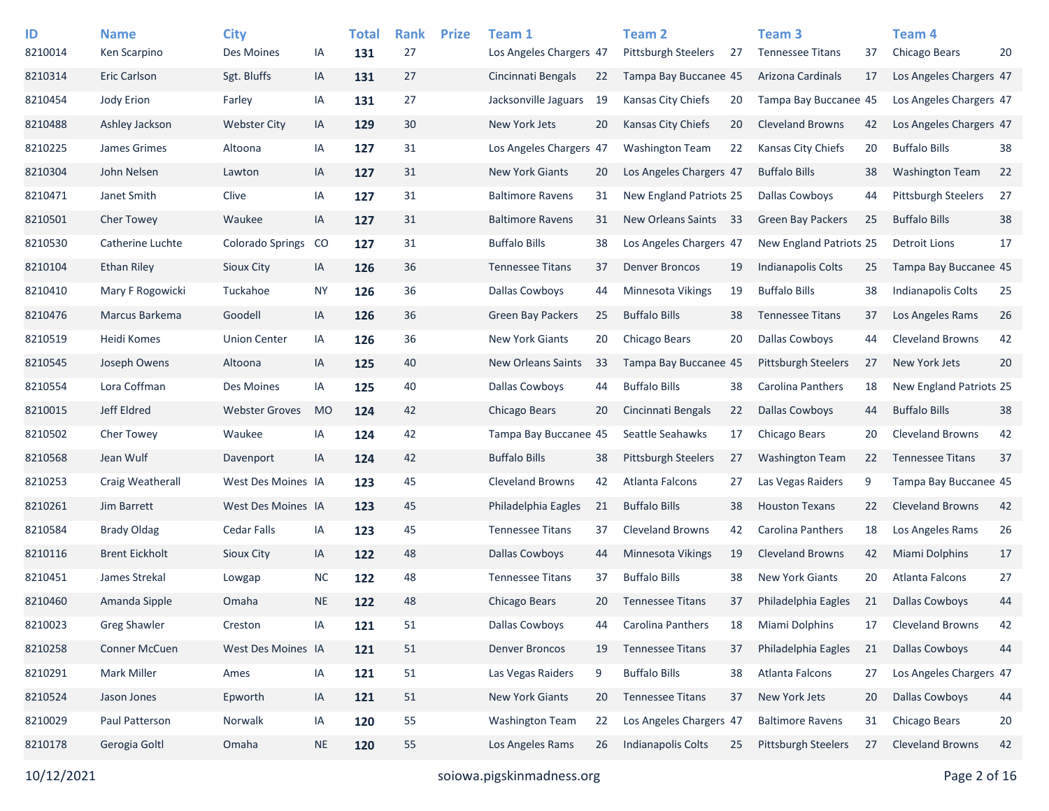| ID | Name | City | | Total | Rank | Prize | Team 1 | | Team 2 | | Team 3 | | Team 4 | |
|---|---|---|---|---|---|---|---|---|---|---|---|---|---|---|
| 8210014 | Ken Scarpino | Des Moines | IA | **131** | 27 | | Los Angeles Chargers | 47 | Pittsburgh Steelers | 27 | Tennessee Titans | 37 | Chicago Bears | 20 |
| 8210314 | Eric Carlson | Sgt. Bluffs | IA | **131** | 27 | | Cincinnati Bengals | 22 | Tampa Bay Buccanee | 45 | Arizona Cardinals | 17 | Los Angeles Chargers | 47 |
| 8210454 | Jody Erion | Farley | IA | **131** | 27 | | Jacksonville Jaguars | 19 | Kansas City Chiefs | 20 | Tampa Bay Buccanee | 45 | Los Angeles Chargers | 47 |
| 8210488 | Ashley Jackson | Webster City | IA | **129** | 30 | | New York Jets | 20 | Kansas City Chiefs | 20 | Cleveland Browns | 42 | Los Angeles Chargers | 47 |
| 8210225 | James Grimes | Altoona | IA | **127** | 31 | | Los Angeles Chargers | 47 | Washington Team | 22 | Kansas City Chiefs | 20 | Buffalo Bills | 38 |
| 8210304 | John Nelsen | Lawton | IA | **127** | 31 | | New York Giants | 20 | Los Angeles Chargers | 47 | Buffalo Bills | 38 | Washington Team | 22 |
| 8210471 | Janet Smith | Clive | IA | **127** | 31 | | Baltimore Ravens | 31 | New England Patriots | 25 | Dallas Cowboys | 44 | Pittsburgh Steelers | 27 |
| 8210501 | Cher Towey | Waukee | IA | **127** | 31 | | Baltimore Ravens | 31 | New Orleans Saints | 33 | Green Bay Packers | 25 | Buffalo Bills | 38 |
| 8210530 | Catherine Luchte | Colorado Springs | CO | **127** | 31 | | Buffalo Bills | 38 | Los Angeles Chargers | 47 | New England Patriots | 25 | Detroit Lions | 17 |
| 8210104 | Ethan Riley | Sioux City | IA | **126** | 36 | | Tennessee Titans | 37 | Denver Broncos | 19 | Indianapolis Colts | 25 | Tampa Bay Buccanee | 45 |
| 8210410 | Mary F Rogowicki | Tuckahoe | NY | **126** | 36 | | Dallas Cowboys | 44 | Minnesota Vikings | 19 | Buffalo Bills | 38 | Indianapolis Colts | 25 |
| 8210476 | Marcus Barkema | Goodell | IA | **126** | 36 | | Green Bay Packers | 25 | Buffalo Bills | 38 | Tennessee Titans | 37 | Los Angeles Rams | 26 |
| 8210519 | Heidi Komes | Union Center | IA | **126** | 36 | | New York Giants | 20 | Chicago Bears | 20 | Dallas Cowboys | 44 | Cleveland Browns | 42 |
| 8210545 | Joseph Owens | Altoona | IA | **125** | 40 | | New Orleans Saints | 33 | Tampa Bay Buccanee | 45 | Pittsburgh Steelers | 27 | New York Jets | 20 |
| 8210554 | Lora Coffman | Des Moines | IA | **125** | 40 | | Dallas Cowboys | 44 | Buffalo Bills | 38 | Carolina Panthers | 18 | New England Patriots | 25 |
| 8210015 | Jeff Eldred | Webster Groves | MO | **124** | 42 | | Chicago Bears | 20 | Cincinnati Bengals | 22 | Dallas Cowboys | 44 | Buffalo Bills | 38 |
| 8210502 | Cher Towey | Waukee | IA | **124** | 42 | | Tampa Bay Buccanee | 45 | Seattle Seahawks | 17 | Chicago Bears | 20 | Cleveland Browns | 42 |
| 8210568 | Jean Wulf | Davenport | IA | **124** | 42 | | Buffalo Bills | 38 | Pittsburgh Steelers | 27 | Washington Team | 22 | Tennessee Titans | 37 |
| 8210253 | Craig Weatherall | West Des Moines | IA | **123** | 45 | | Cleveland Browns | 42 | Atlanta Falcons | 27 | Las Vegas Raiders | 9 | Tampa Bay Buccanee | 45 |
| 8210261 | Jim Barrett | West Des Moines | IA | **123** | 45 | | Philadelphia Eagles | 21 | Buffalo Bills | 38 | Houston Texans | 22 | Cleveland Browns | 42 |
| 8210584 | Brady Oldag | Cedar Falls | IA | **123** | 45 | | Tennessee Titans | 37 | Cleveland Browns | 42 | Carolina Panthers | 18 | Los Angeles Rams | 26 |
| 8210116 | Brent Eickholt | Sioux City | IA | **122** | 48 | | Dallas Cowboys | 44 | Minnesota Vikings | 19 | Cleveland Browns | 42 | Miami Dolphins | 17 |
| 8210451 | James Strekal | Lowgap | NC | **122** | 48 | | Tennessee Titans | 37 | Buffalo Bills | 38 | New York Giants | 20 | Atlanta Falcons | 27 |
| 8210460 | Amanda Sipple | Omaha | NE | **122** | 48 | | Chicago Bears | 20 | Tennessee Titans | 37 | Philadelphia Eagles | 21 | Dallas Cowboys | 44 |
| 8210023 | Greg Shawler | Creston | IA | **121** | 51 | | Dallas Cowboys | 44 | Carolina Panthers | 18 | Miami Dolphins | 17 | Cleveland Browns | 42 |
| 8210258 | Conner McCuen | West Des Moines | IA | **121** | 51 | | Denver Broncos | 19 | Tennessee Titans | 37 | Philadelphia Eagles | 21 | Dallas Cowboys | 44 |
| 8210291 | Mark Miller | Ames | IA | **121** | 51 | | Las Vegas Raiders | 9 | Buffalo Bills | 38 | Atlanta Falcons | 27 | Los Angeles Chargers | 47 |
| 8210524 | Jason Jones | Epworth | IA | **121** | 51 | | New York Giants | 20 | Tennessee Titans | 37 | New York Jets | 20 | Dallas Cowboys | 44 |
| 8210029 | Paul Patterson | Norwalk | IA | **120** | 55 | | Washington Team | 22 | Los Angeles Chargers | 47 | Baltimore Ravens | 31 | Chicago Bears | 20 |
| 8210178 | Gerogia Goltl | Omaha | NE | **120** | 55 | | Los Angeles Rams | 26 | Indianapolis Colts | 25 | Pittsburgh Steelers | 27 | Cleveland Browns | 42 |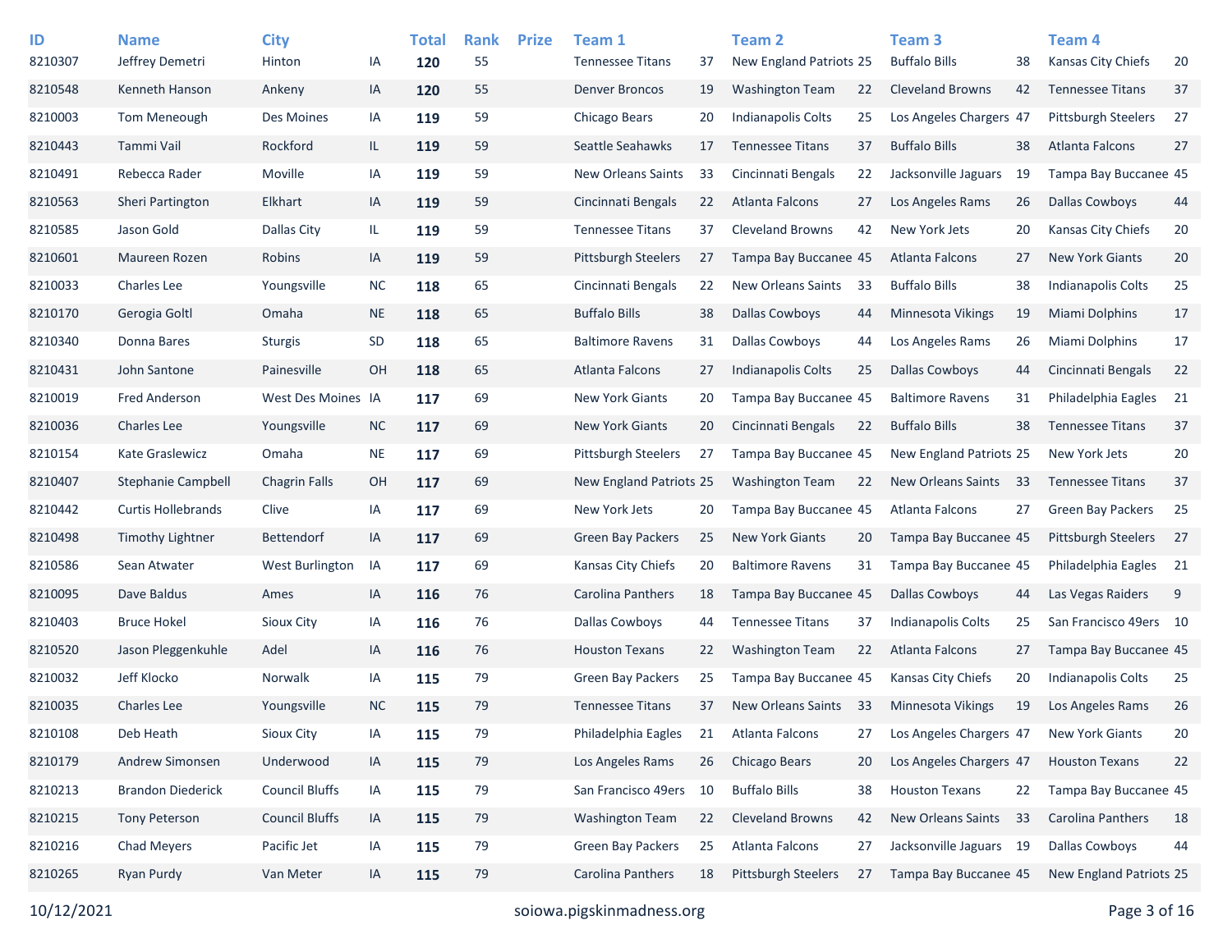| ID | Name | City | | Total | Rank | Prize | Team 1 | | Team 2 | | Team 3 | | Team 4 | |
|---|---|---|---|---|---|---|---|---|---|---|---|---|---|---|
| 8210307 | Jeffrey Demetri | Hinton | IA | **120** | 55 | | Tennessee Titans | 37 | New England Patriots | 25 | Buffalo Bills | 38 | Kansas City Chiefs | 20 |
| 8210548 | Kenneth Hanson | Ankeny | IA | **120** | 55 | | Denver Broncos | 19 | Washington Team | 22 | Cleveland Browns | 42 | Tennessee Titans | 37 |
| 8210003 | Tom Meneough | Des Moines | IA | **119** | 59 | | Chicago Bears | 20 | Indianapolis Colts | 25 | Los Angeles Chargers | 47 | Pittsburgh Steelers | 27 |
| 8210443 | Tammi Vail | Rockford | IL | **119** | 59 | | Seattle Seahawks | 17 | Tennessee Titans | 37 | Buffalo Bills | 38 | Atlanta Falcons | 27 |
| 8210491 | Rebecca Rader | Moville | IA | **119** | 59 | | New Orleans Saints | 33 | Cincinnati Bengals | 22 | Jacksonville Jaguars | 19 | Tampa Bay Buccanee | 45 |
| 8210563 | Sheri Partington | Elkhart | IA | **119** | 59 | | Cincinnati Bengals | 22 | Atlanta Falcons | 27 | Los Angeles Rams | 26 | Dallas Cowboys | 44 |
| 8210585 | Jason Gold | Dallas City | IL | **119** | 59 | | Tennessee Titans | 37 | Cleveland Browns | 42 | New York Jets | 20 | Kansas City Chiefs | 20 |
| 8210601 | Maureen Rozen | Robins | IA | **119** | 59 | | Pittsburgh Steelers | 27 | Tampa Bay Buccanee | 45 | Atlanta Falcons | 27 | New York Giants | 20 |
| 8210033 | Charles Lee | Youngsville | NC | **118** | 65 | | Cincinnati Bengals | 22 | New Orleans Saints | 33 | Buffalo Bills | 38 | Indianapolis Colts | 25 |
| 8210170 | Gerogia Goltl | Omaha | NE | **118** | 65 | | Buffalo Bills | 38 | Dallas Cowboys | 44 | Minnesota Vikings | 19 | Miami Dolphins | 17 |
| 8210340 | Donna Bares | Sturgis | SD | **118** | 65 | | Baltimore Ravens | 31 | Dallas Cowboys | 44 | Los Angeles Rams | 26 | Miami Dolphins | 17 |
| 8210431 | John Santone | Painesville | OH | **118** | 65 | | Atlanta Falcons | 27 | Indianapolis Colts | 25 | Dallas Cowboys | 44 | Cincinnati Bengals | 22 |
| 8210019 | Fred Anderson | West Des Moines | IA | **117** | 69 | | New York Giants | 20 | Tampa Bay Buccanee | 45 | Baltimore Ravens | 31 | Philadelphia Eagles | 21 |
| 8210036 | Charles Lee | Youngsville | NC | **117** | 69 | | New York Giants | 20 | Cincinnati Bengals | 22 | Buffalo Bills | 38 | Tennessee Titans | 37 |
| 8210154 | Kate Graslewicz | Omaha | NE | **117** | 69 | | Pittsburgh Steelers | 27 | Tampa Bay Buccanee | 45 | New England Patriots | 25 | New York Jets | 20 |
| 8210407 | Stephanie Campbell | Chagrin Falls | OH | **117** | 69 | | New England Patriots | 25 | Washington Team | 22 | New Orleans Saints | 33 | Tennessee Titans | 37 |
| 8210442 | Curtis Hollebrands | Clive | IA | **117** | 69 | | New York Jets | 20 | Tampa Bay Buccanee | 45 | Atlanta Falcons | 27 | Green Bay Packers | 25 |
| 8210498 | Timothy Lightner | Bettendorf | IA | **117** | 69 | | Green Bay Packers | 25 | New York Giants | 20 | Tampa Bay Buccanee | 45 | Pittsburgh Steelers | 27 |
| 8210586 | Sean Atwater | West Burlington | IA | **117** | 69 | | Kansas City Chiefs | 20 | Baltimore Ravens | 31 | Tampa Bay Buccanee | 45 | Philadelphia Eagles | 21 |
| 8210095 | Dave Baldus | Ames | IA | **116** | 76 | | Carolina Panthers | 18 | Tampa Bay Buccanee | 45 | Dallas Cowboys | 44 | Las Vegas Raiders | 9 |
| 8210403 | Bruce Hokel | Sioux City | IA | **116** | 76 | | Dallas Cowboys | 44 | Tennessee Titans | 37 | Indianapolis Colts | 25 | San Francisco 49ers | 10 |
| 8210520 | Jason Pleggenkuhle | Adel | IA | **116** | 76 | | Houston Texans | 22 | Washington Team | 22 | Atlanta Falcons | 27 | Tampa Bay Buccanee | 45 |
| 8210032 | Jeff Klocko | Norwalk | IA | **115** | 79 | | Green Bay Packers | 25 | Tampa Bay Buccanee | 45 | Kansas City Chiefs | 20 | Indianapolis Colts | 25 |
| 8210035 | Charles Lee | Youngsville | NC | **115** | 79 | | Tennessee Titans | 37 | New Orleans Saints | 33 | Minnesota Vikings | 19 | Los Angeles Rams | 26 |
| 8210108 | Deb Heath | Sioux City | IA | **115** | 79 | | Philadelphia Eagles | 21 | Atlanta Falcons | 27 | Los Angeles Chargers | 47 | New York Giants | 20 |
| 8210179 | Andrew Simonsen | Underwood | IA | **115** | 79 | | Los Angeles Rams | 26 | Chicago Bears | 20 | Los Angeles Chargers | 47 | Houston Texans | 22 |
| 8210213 | Brandon Diederick | Council Bluffs | IA | **115** | 79 | | San Francisco 49ers | 10 | Buffalo Bills | 38 | Houston Texans | 22 | Tampa Bay Buccanee | 45 |
| 8210215 | Tony Peterson | Council Bluffs | IA | **115** | 79 | | Washington Team | 22 | Cleveland Browns | 42 | New Orleans Saints | 33 | Carolina Panthers | 18 |
| 8210216 | Chad Meyers | Pacific Jet | IA | **115** | 79 | | Green Bay Packers | 25 | Atlanta Falcons | 27 | Jacksonville Jaguars | 19 | Dallas Cowboys | 44 |
| 8210265 | Ryan Purdy | Van Meter | IA | **115** | 79 | | Carolina Panthers | 18 | Pittsburgh Steelers | 27 | Tampa Bay Buccanee | 45 | New England Patriots | 25 |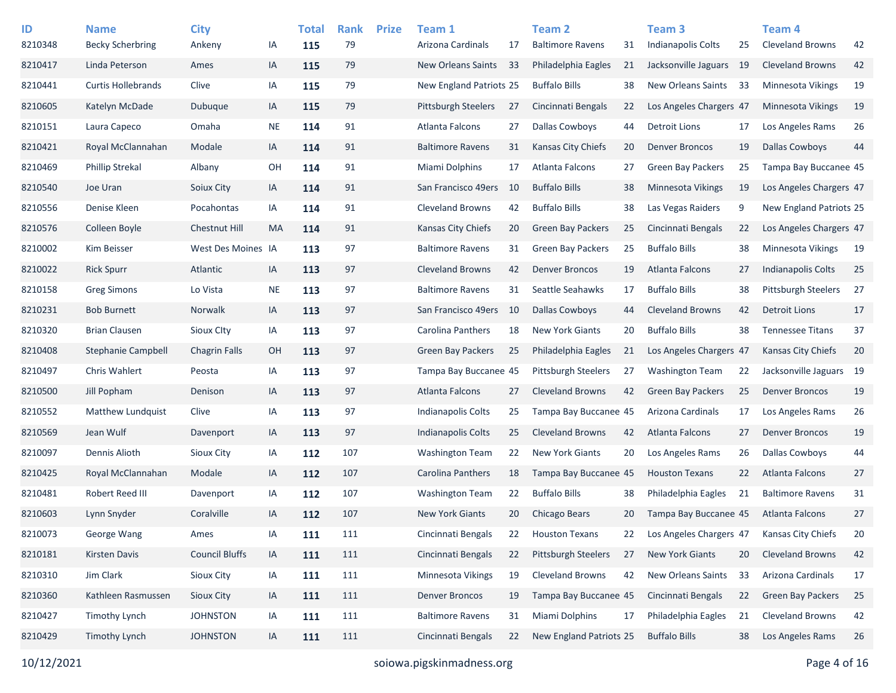| ID | Name | City | | Total | Rank | Prize | Team 1 | | Team 2 | | Team 3 | | Team 4 | |
|---|---|---|---|---|---|---|---|---|---|---|---|---|---|---|
| 8210348 | Becky Scherbring | Ankeny | IA | **115** | 79 | | Arizona Cardinals | 17 | Baltimore Ravens | 31 | Indianapolis Colts | 25 | Cleveland Browns | 42 |
| 8210417 | Linda Peterson | Ames | IA | **115** | 79 | | New Orleans Saints | 33 | Philadelphia Eagles | 21 | Jacksonville Jaguars | 19 | Cleveland Browns | 42 |
| 8210441 | Curtis Hollebrands | Clive | IA | **115** | 79 | | New England Patriots | 25 | Buffalo Bills | 38 | New Orleans Saints | 33 | Minnesota Vikings | 19 |
| 8210605 | Katelyn McDade | Dubuque | IA | **115** | 79 | | Pittsburgh Steelers | 27 | Cincinnati Bengals | 22 | Los Angeles Chargers | 47 | Minnesota Vikings | 19 |
| 8210151 | Laura Capeco | Omaha | NE | **114** | 91 | | Atlanta Falcons | 27 | Dallas Cowboys | 44 | Detroit Lions | 17 | Los Angeles Rams | 26 |
| 8210421 | Royal McClannahan | Modale | IA | **114** | 91 | | Baltimore Ravens | 31 | Kansas City Chiefs | 20 | Denver Broncos | 19 | Dallas Cowboys | 44 |
| 8210469 | Phillip Strekal | Albany | OH | **114** | 91 | | Miami Dolphins | 17 | Atlanta Falcons | 27 | Green Bay Packers | 25 | Tampa Bay Buccanee | 45 |
| 8210540 | Joe Uran | Soiux City | IA | **114** | 91 | | San Francisco 49ers | 10 | Buffalo Bills | 38 | Minnesota Vikings | 19 | Los Angeles Chargers | 47 |
| 8210556 | Denise Kleen | Pocahontas | IA | **114** | 91 | | Cleveland Browns | 42 | Buffalo Bills | 38 | Las Vegas Raiders | 9 | New England Patriots | 25 |
| 8210576 | Colleen Boyle | Chestnut Hill | MA | **114** | 91 | | Kansas City Chiefs | 20 | Green Bay Packers | 25 | Cincinnati Bengals | 22 | Los Angeles Chargers | 47 |
| 8210002 | Kim Beisser | West Des Moines | IA | **113** | 97 | | Baltimore Ravens | 31 | Green Bay Packers | 25 | Buffalo Bills | 38 | Minnesota Vikings | 19 |
| 8210022 | Rick Spurr | Atlantic | IA | **113** | 97 | | Cleveland Browns | 42 | Denver Broncos | 19 | Atlanta Falcons | 27 | Indianapolis Colts | 25 |
| 8210158 | Greg Simons | Lo Vista | NE | **113** | 97 | | Baltimore Ravens | 31 | Seattle Seahawks | 17 | Buffalo Bills | 38 | Pittsburgh Steelers | 27 |
| 8210231 | Bob Burnett | Norwalk | IA | **113** | 97 | | San Francisco 49ers | 10 | Dallas Cowboys | 44 | Cleveland Browns | 42 | Detroit Lions | 17 |
| 8210320 | Brian Clausen | Sioux CIty | IA | **113** | 97 | | Carolina Panthers | 18 | New York Giants | 20 | Buffalo Bills | 38 | Tennessee Titans | 37 |
| 8210408 | Stephanie Campbell | Chagrin Falls | OH | **113** | 97 | | Green Bay Packers | 25 | Philadelphia Eagles | 21 | Los Angeles Chargers | 47 | Kansas City Chiefs | 20 |
| 8210497 | Chris Wahlert | Peosta | IA | **113** | 97 | | Tampa Bay Buccanee | 45 | Pittsburgh Steelers | 27 | Washington Team | 22 | Jacksonville Jaguars | 19 |
| 8210500 | Jill Popham | Denison | IA | **113** | 97 | | Atlanta Falcons | 27 | Cleveland Browns | 42 | Green Bay Packers | 25 | Denver Broncos | 19 |
| 8210552 | Matthew Lundquist | Clive | IA | **113** | 97 | | Indianapolis Colts | 25 | Tampa Bay Buccanee | 45 | Arizona Cardinals | 17 | Los Angeles Rams | 26 |
| 8210569 | Jean Wulf | Davenport | IA | **113** | 97 | | Indianapolis Colts | 25 | Cleveland Browns | 42 | Atlanta Falcons | 27 | Denver Broncos | 19 |
| 8210097 | Dennis Alioth | Sioux City | IA | **112** | 107 | | Washington Team | 22 | New York Giants | 20 | Los Angeles Rams | 26 | Dallas Cowboys | 44 |
| 8210425 | Royal McClannahan | Modale | IA | **112** | 107 | | Carolina Panthers | 18 | Tampa Bay Buccanee | 45 | Houston Texans | 22 | Atlanta Falcons | 27 |
| 8210481 | Robert Reed III | Davenport | IA | **112** | 107 | | Washington Team | 22 | Buffalo Bills | 38 | Philadelphia Eagles | 21 | Baltimore Ravens | 31 |
| 8210603 | Lynn Snyder | Coralville | IA | **112** | 107 | | New York Giants | 20 | Chicago Bears | 20 | Tampa Bay Buccanee | 45 | Atlanta Falcons | 27 |
| 8210073 | George Wang | Ames | IA | **111** | 111 | | Cincinnati Bengals | 22 | Houston Texans | 22 | Los Angeles Chargers | 47 | Kansas City Chiefs | 20 |
| 8210181 | Kirsten Davis | Council Bluffs | IA | **111** | 111 | | Cincinnati Bengals | 22 | Pittsburgh Steelers | 27 | New York Giants | 20 | Cleveland Browns | 42 |
| 8210310 | Jim Clark | Sioux City | IA | **111** | 111 | | Minnesota Vikings | 19 | Cleveland Browns | 42 | New Orleans Saints | 33 | Arizona Cardinals | 17 |
| 8210360 | Kathleen Rasmussen | Sioux City | IA | **111** | 111 | | Denver Broncos | 19 | Tampa Bay Buccanee | 45 | Cincinnati Bengals | 22 | Green Bay Packers | 25 |
| 8210427 | Timothy Lynch | JOHNSTON | IA | **111** | 111 | | Baltimore Ravens | 31 | Miami Dolphins | 17 | Philadelphia Eagles | 21 | Cleveland Browns | 42 |
| 8210429 | Timothy Lynch | JOHNSTON | IA | **111** | 111 | | Cincinnati Bengals | 22 | New England Patriots | 25 | Buffalo Bills | 38 | Los Angeles Rams | 26 |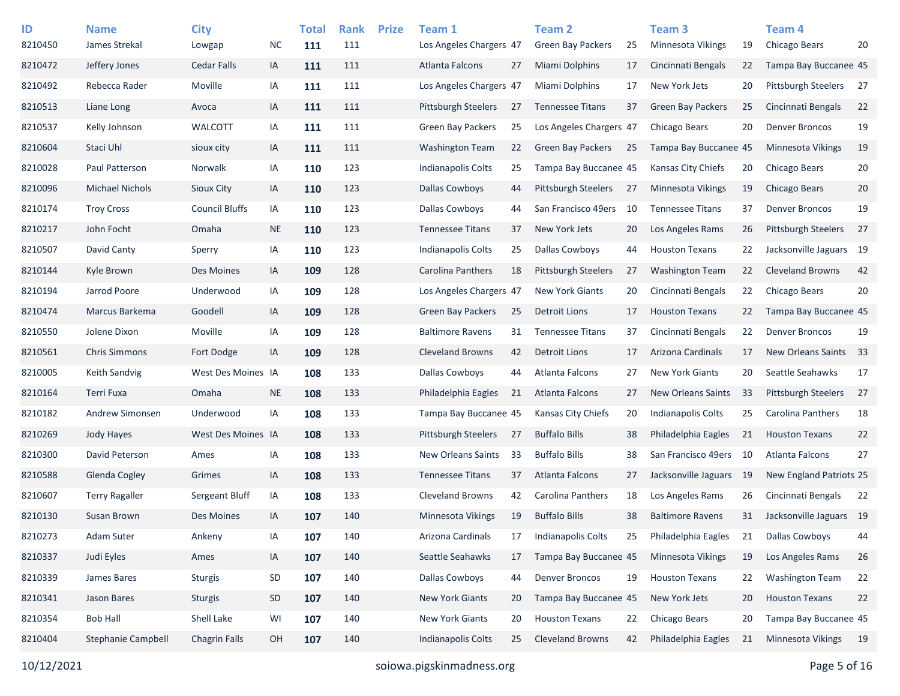| ID | Name | City | | Total | Rank | Prize | Team 1 | | Team 2 | | Team 3 | | Team 4 | |
|---|---|---|---|---|---|---|---|---|---|---|---|---|---|---|
| 8210450 | James Strekal | Lowgap | NC | **111** | 111 | | Los Angeles Chargers | 47 | Green Bay Packers | 25 | Minnesota Vikings | 19 | Chicago Bears | 20 |
| 8210472 | Jeffery Jones | Cedar Falls | IA | **111** | 111 | | Atlanta Falcons | 27 | Miami Dolphins | 17 | Cincinnati Bengals | 22 | Tampa Bay Buccanee | 45 |
| 8210492 | Rebecca Rader | Moville | IA | **111** | 111 | | Los Angeles Chargers | 47 | Miami Dolphins | 17 | New York Jets | 20 | Pittsburgh Steelers | 27 |
| 8210513 | Liane Long | Avoca | IA | **111** | 111 | | Pittsburgh Steelers | 27 | Tennessee Titans | 37 | Green Bay Packers | 25 | Cincinnati Bengals | 22 |
| 8210537 | Kelly Johnson | WALCOTT | IA | **111** | 111 | | Green Bay Packers | 25 | Los Angeles Chargers | 47 | Chicago Bears | 20 | Denver Broncos | 19 |
| 8210604 | Staci Uhl | sioux city | IA | **111** | 111 | | Washington Team | 22 | Green Bay Packers | 25 | Tampa Bay Buccanee | 45 | Minnesota Vikings | 19 |
| 8210028 | Paul Patterson | Norwalk | IA | **110** | 123 | | Indianapolis Colts | 25 | Tampa Bay Buccanee | 45 | Kansas City Chiefs | 20 | Chicago Bears | 20 |
| 8210096 | Michael Nichols | Sioux City | IA | **110** | 123 | | Dallas Cowboys | 44 | Pittsburgh Steelers | 27 | Minnesota Vikings | 19 | Chicago Bears | 20 |
| 8210174 | Troy Cross | Council Bluffs | IA | **110** | 123 | | Dallas Cowboys | 44 | San Francisco 49ers | 10 | Tennessee Titans | 37 | Denver Broncos | 19 |
| 8210217 | John Focht | Omaha | NE | **110** | 123 | | Tennessee Titans | 37 | New York Jets | 20 | Los Angeles Rams | 26 | Pittsburgh Steelers | 27 |
| 8210507 | David Canty | Sperry | IA | **110** | 123 | | Indianapolis Colts | 25 | Dallas Cowboys | 44 | Houston Texans | 22 | Jacksonville Jaguars | 19 |
| 8210144 | Kyle Brown | Des Moines | IA | **109** | 128 | | Carolina Panthers | 18 | Pittsburgh Steelers | 27 | Washington Team | 22 | Cleveland Browns | 42 |
| 8210194 | Jarrod Poore | Underwood | IA | **109** | 128 | | Los Angeles Chargers | 47 | New York Giants | 20 | Cincinnati Bengals | 22 | Chicago Bears | 20 |
| 8210474 | Marcus Barkema | Goodell | IA | **109** | 128 | | Green Bay Packers | 25 | Detroit Lions | 17 | Houston Texans | 22 | Tampa Bay Buccanee | 45 |
| 8210550 | Jolene Dixon | Moville | IA | **109** | 128 | | Baltimore Ravens | 31 | Tennessee Titans | 37 | Cincinnati Bengals | 22 | Denver Broncos | 19 |
| 8210561 | Chris Simmons | Fort Dodge | IA | **109** | 128 | | Cleveland Browns | 42 | Detroit Lions | 17 | Arizona Cardinals | 17 | New Orleans Saints | 33 |
| 8210005 | Keith Sandvig | West Des Moines | IA | **108** | 133 | | Dallas Cowboys | 44 | Atlanta Falcons | 27 | New York Giants | 20 | Seattle Seahawks | 17 |
| 8210164 | Terri Fuxa | Omaha | NE | **108** | 133 | | Philadelphia Eagles | 21 | Atlanta Falcons | 27 | New Orleans Saints | 33 | Pittsburgh Steelers | 27 |
| 8210182 | Andrew Simonsen | Underwood | IA | **108** | 133 | | Tampa Bay Buccanee | 45 | Kansas City Chiefs | 20 | Indianapolis Colts | 25 | Carolina Panthers | 18 |
| 8210269 | Jody Hayes | West Des Moines | IA | **108** | 133 | | Pittsburgh Steelers | 27 | Buffalo Bills | 38 | Philadelphia Eagles | 21 | Houston Texans | 22 |
| 8210300 | David Peterson | Ames | IA | **108** | 133 | | New Orleans Saints | 33 | Buffalo Bills | 38 | San Francisco 49ers | 10 | Atlanta Falcons | 27 |
| 8210588 | Glenda Cogley | Grimes | IA | **108** | 133 | | Tennessee Titans | 37 | Atlanta Falcons | 27 | Jacksonville Jaguars | 19 | New England Patriots | 25 |
| 8210607 | Terry Ragaller | Sergeant Bluff | IA | **108** | 133 | | Cleveland Browns | 42 | Carolina Panthers | 18 | Los Angeles Rams | 26 | Cincinnati Bengals | 22 |
| 8210130 | Susan Brown | Des Moines | IA | **107** | 140 | | Minnesota Vikings | 19 | Buffalo Bills | 38 | Baltimore Ravens | 31 | Jacksonville Jaguars | 19 |
| 8210273 | Adam Suter | Ankeny | IA | **107** | 140 | | Arizona Cardinals | 17 | Indianapolis Colts | 25 | Philadelphia Eagles | 21 | Dallas Cowboys | 44 |
| 8210337 | Judi Eyles | Ames | IA | **107** | 140 | | Seattle Seahawks | 17 | Tampa Bay Buccanee | 45 | Minnesota Vikings | 19 | Los Angeles Rams | 26 |
| 8210339 | James Bares | Sturgis | SD | **107** | 140 | | Dallas Cowboys | 44 | Denver Broncos | 19 | Houston Texans | 22 | Washington Team | 22 |
| 8210341 | Jason Bares | Sturgis | SD | **107** | 140 | | New York Giants | 20 | Tampa Bay Buccanee | 45 | New York Jets | 20 | Houston Texans | 22 |
| 8210354 | Bob Hall | Shell Lake | WI | **107** | 140 | | New York Giants | 20 | Houston Texans | 22 | Chicago Bears | 20 | Tampa Bay Buccanee | 45 |
| 8210404 | Stephanie Campbell | Chagrin Falls | OH | **107** | 140 | | Indianapolis Colts | 25 | Cleveland Browns | 42 | Philadelphia Eagles | 21 | Minnesota Vikings | 19 |

10/12/2021 soiowa.pigskinmadness.org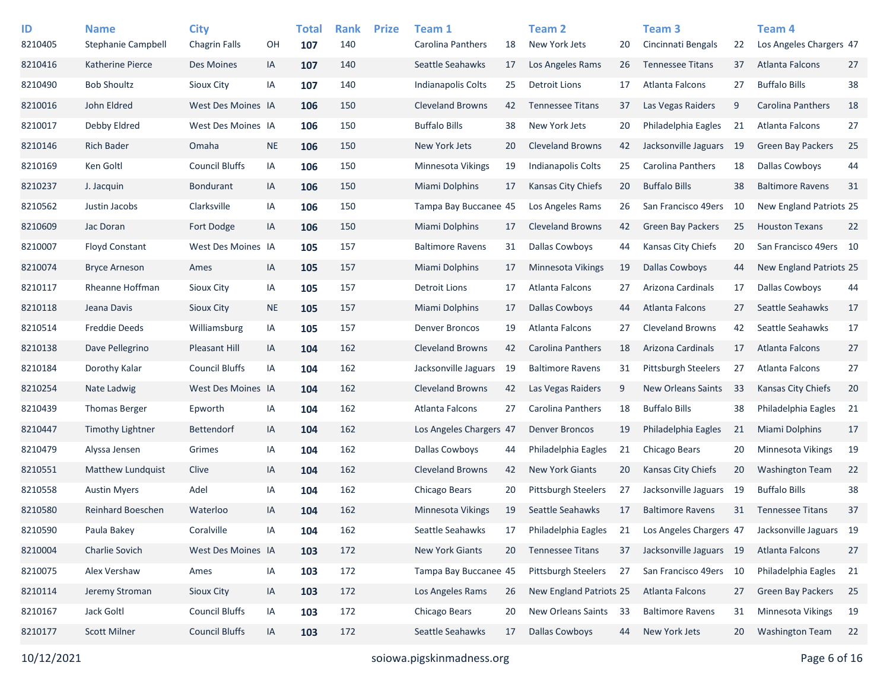| ID | Name | City | | Total | Rank | Prize | Team 1 | | Team 2 | | Team 3 | | Team 4 | |
|---|---|---|---|---|---|---|---|---|---|---|---|---|---|---|
| 8210405 | Stephanie Campbell | Chagrin Falls | OH | **107** | 140 | | Carolina Panthers | 18 | New York Jets | 20 | Cincinnati Bengals | 22 | Los Angeles Chargers | 47 |
| 8210416 | Katherine Pierce | Des Moines | IA | **107** | 140 | | Seattle Seahawks | 17 | Los Angeles Rams | 26 | Tennessee Titans | 37 | Atlanta Falcons | 27 |
| 8210490 | Bob Shoultz | Sioux City | IA | **107** | 140 | | Indianapolis Colts | 25 | Detroit Lions | 17 | Atlanta Falcons | 27 | Buffalo Bills | 38 |
| 8210016 | John Eldred | West Des Moines | IA | **106** | 150 | | Cleveland Browns | 42 | Tennessee Titans | 37 | Las Vegas Raiders | 9 | Carolina Panthers | 18 |
| 8210017 | Debby Eldred | West Des Moines | IA | **106** | 150 | | Buffalo Bills | 38 | New York Jets | 20 | Philadelphia Eagles | 21 | Atlanta Falcons | 27 |
| 8210146 | Rich Bader | Omaha | NE | **106** | 150 | | New York Jets | 20 | Cleveland Browns | 42 | Jacksonville Jaguars | 19 | Green Bay Packers | 25 |
| 8210169 | Ken Goltl | Council Bluffs | IA | **106** | 150 | | Minnesota Vikings | 19 | Indianapolis Colts | 25 | Carolina Panthers | 18 | Dallas Cowboys | 44 |
| 8210237 | J. Jacquin | Bondurant | IA | **106** | 150 | | Miami Dolphins | 17 | Kansas City Chiefs | 20 | Buffalo Bills | 38 | Baltimore Ravens | 31 |
| 8210562 | Justin Jacobs | Clarksville | IA | **106** | 150 | | Tampa Bay Buccanee | 45 | Los Angeles Rams | 26 | San Francisco 49ers | 10 | New England Patriots | 25 |
| 8210609 | Jac Doran | Fort Dodge | IA | **106** | 150 | | Miami Dolphins | 17 | Cleveland Browns | 42 | Green Bay Packers | 25 | Houston Texans | 22 |
| 8210007 | Floyd Constant | West Des Moines | IA | **105** | 157 | | Baltimore Ravens | 31 | Dallas Cowboys | 44 | Kansas City Chiefs | 20 | San Francisco 49ers | 10 |
| 8210074 | Bryce Arneson | Ames | IA | **105** | 157 | | Miami Dolphins | 17 | Minnesota Vikings | 19 | Dallas Cowboys | 44 | New England Patriots | 25 |
| 8210117 | Rheanne Hoffman | Sioux City | IA | **105** | 157 | | Detroit Lions | 17 | Atlanta Falcons | 27 | Arizona Cardinals | 17 | Dallas Cowboys | 44 |
| 8210118 | Jeana Davis | Sioux City | NE | **105** | 157 | | Miami Dolphins | 17 | Dallas Cowboys | 44 | Atlanta Falcons | 27 | Seattle Seahawks | 17 |
| 8210514 | Freddie Deeds | Williamsburg | IA | **105** | 157 | | Denver Broncos | 19 | Atlanta Falcons | 27 | Cleveland Browns | 42 | Seattle Seahawks | 17 |
| 8210138 | Dave Pellegrino | Pleasant Hill | IA | **104** | 162 | | Cleveland Browns | 42 | Carolina Panthers | 18 | Arizona Cardinals | 17 | Atlanta Falcons | 27 |
| 8210184 | Dorothy Kalar | Council Bluffs | IA | **104** | 162 | | Jacksonville Jaguars | 19 | Baltimore Ravens | 31 | Pittsburgh Steelers | 27 | Atlanta Falcons | 27 |
| 8210254 | Nate Ladwig | West Des Moines | IA | **104** | 162 | | Cleveland Browns | 42 | Las Vegas Raiders | 9 | New Orleans Saints | 33 | Kansas City Chiefs | 20 |
| 8210439 | Thomas Berger | Epworth | IA | **104** | 162 | | Atlanta Falcons | 27 | Carolina Panthers | 18 | Buffalo Bills | 38 | Philadelphia Eagles | 21 |
| 8210447 | Timothy Lightner | Bettendorf | IA | **104** | 162 | | Los Angeles Chargers | 47 | Denver Broncos | 19 | Philadelphia Eagles | 21 | Miami Dolphins | 17 |
| 8210479 | Alyssa Jensen | Grimes | IA | **104** | 162 | | Dallas Cowboys | 44 | Philadelphia Eagles | 21 | Chicago Bears | 20 | Minnesota Vikings | 19 |
| 8210551 | Matthew Lundquist | Clive | IA | **104** | 162 | | Cleveland Browns | 42 | New York Giants | 20 | Kansas City Chiefs | 20 | Washington Team | 22 |
| 8210558 | Austin Myers | Adel | IA | **104** | 162 | | Chicago Bears | 20 | Pittsburgh Steelers | 27 | Jacksonville Jaguars | 19 | Buffalo Bills | 38 |
| 8210580 | Reinhard Boeschen | Waterloo | IA | **104** | 162 | | Minnesota Vikings | 19 | Seattle Seahawks | 17 | Baltimore Ravens | 31 | Tennessee Titans | 37 |
| 8210590 | Paula Bakey | Coralville | IA | **104** | 162 | | Seattle Seahawks | 17 | Philadelphia Eagles | 21 | Los Angeles Chargers | 47 | Jacksonville Jaguars | 19 |
| 8210004 | Charlie Sovich | West Des Moines | IA | **103** | 172 | | New York Giants | 20 | Tennessee Titans | 37 | Jacksonville Jaguars | 19 | Atlanta Falcons | 27 |
| 8210075 | Alex Vershaw | Ames | IA | **103** | 172 | | Tampa Bay Buccanee | 45 | Pittsburgh Steelers | 27 | San Francisco 49ers | 10 | Philadelphia Eagles | 21 |
| 8210114 | Jeremy Stroman | Sioux City | IA | **103** | 172 | | Los Angeles Rams | 26 | New England Patriots | 25 | Atlanta Falcons | 27 | Green Bay Packers | 25 |
| 8210167 | Jack Goltl | Council Bluffs | IA | **103** | 172 | | Chicago Bears | 20 | New Orleans Saints | 33 | Baltimore Ravens | 31 | Minnesota Vikings | 19 |
| 8210177 | Scott Milner | Council Bluffs | IA | **103** | 172 | | Seattle Seahawks | 17 | Dallas Cowboys | 44 | New York Jets | 20 | Washington Team | 22 |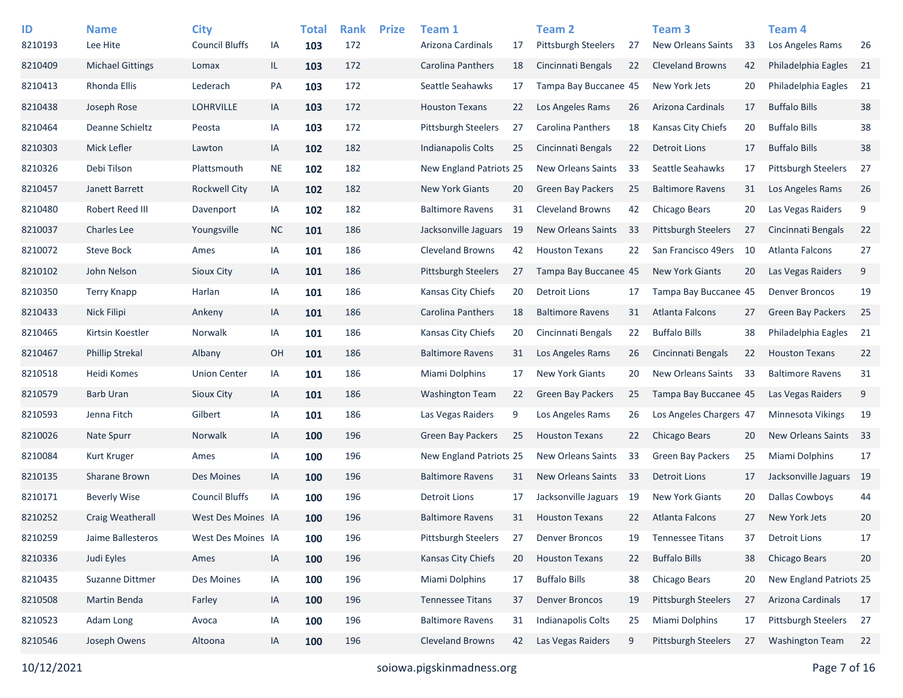| ID | Name | City | | Total | Rank | Prize | Team 1 | | Team 2 | | Team 3 | | Team 4 | |
|---|---|---|---|---|---|---|---|---|---|---|---|---|---|---|
| 8210193 | Lee Hite | Council Bluffs | IA | **103** | 172 | | Arizona Cardinals | 17 | Pittsburgh Steelers | 27 | New Orleans Saints | 33 | Los Angeles Rams | 26 |
| 8210409 | Michael Gittings | Lomax | IL | **103** | 172 | | Carolina Panthers | 18 | Cincinnati Bengals | 22 | Cleveland Browns | 42 | Philadelphia Eagles | 21 |
| 8210413 | Rhonda Ellis | Lederach | PA | **103** | 172 | | Seattle Seahawks | 17 | Tampa Bay Buccanee | 45 | New York Jets | 20 | Philadelphia Eagles | 21 |
| 8210438 | Joseph Rose | LOHRVILLE | IA | **103** | 172 | | Houston Texans | 22 | Los Angeles Rams | 26 | Arizona Cardinals | 17 | Buffalo Bills | 38 |
| 8210464 | Deanne Schieltz | Peosta | IA | **103** | 172 | | Pittsburgh Steelers | 27 | Carolina Panthers | 18 | Kansas City Chiefs | 20 | Buffalo Bills | 38 |
| 8210303 | Mick Lefler | Lawton | IA | **102** | 182 | | Indianapolis Colts | 25 | Cincinnati Bengals | 22 | Detroit Lions | 17 | Buffalo Bills | 38 |
| 8210326 | Debi Tilson | Plattsmouth | NE | **102** | 182 | | New England Patriots | 25 | New Orleans Saints | 33 | Seattle Seahawks | 17 | Pittsburgh Steelers | 27 |
| 8210457 | Janett Barrett | Rockwell City | IA | **102** | 182 | | New York Giants | 20 | Green Bay Packers | 25 | Baltimore Ravens | 31 | Los Angeles Rams | 26 |
| 8210480 | Robert Reed III | Davenport | IA | **102** | 182 | | Baltimore Ravens | 31 | Cleveland Browns | 42 | Chicago Bears | 20 | Las Vegas Raiders | 9 |
| 8210037 | Charles Lee | Youngsville | NC | **101** | 186 | | Jacksonville Jaguars | 19 | New Orleans Saints | 33 | Pittsburgh Steelers | 27 | Cincinnati Bengals | 22 |
| 8210072 | Steve Bock | Ames | IA | **101** | 186 | | Cleveland Browns | 42 | Houston Texans | 22 | San Francisco 49ers | 10 | Atlanta Falcons | 27 |
| 8210102 | John Nelson | Sioux City | IA | **101** | 186 | | Pittsburgh Steelers | 27 | Tampa Bay Buccanee | 45 | New York Giants | 20 | Las Vegas Raiders | 9 |
| 8210350 | Terry Knapp | Harlan | IA | **101** | 186 | | Kansas City Chiefs | 20 | Detroit Lions | 17 | Tampa Bay Buccanee | 45 | Denver Broncos | 19 |
| 8210433 | Nick Filipi | Ankeny | IA | **101** | 186 | | Carolina Panthers | 18 | Baltimore Ravens | 31 | Atlanta Falcons | 27 | Green Bay Packers | 25 |
| 8210465 | Kirtsin Koestler | Norwalk | IA | **101** | 186 | | Kansas City Chiefs | 20 | Cincinnati Bengals | 22 | Buffalo Bills | 38 | Philadelphia Eagles | 21 |
| 8210467 | Phillip Strekal | Albany | OH | **101** | 186 | | Baltimore Ravens | 31 | Los Angeles Rams | 26 | Cincinnati Bengals | 22 | Houston Texans | 22 |
| 8210518 | Heidi Komes | Union Center | IA | **101** | 186 | | Miami Dolphins | 17 | New York Giants | 20 | New Orleans Saints | 33 | Baltimore Ravens | 31 |
| 8210579 | Barb Uran | Sioux City | IA | **101** | 186 | | Washington Team | 22 | Green Bay Packers | 25 | Tampa Bay Buccanee | 45 | Las Vegas Raiders | 9 |
| 8210593 | Jenna Fitch | Gilbert | IA | **101** | 186 | | Las Vegas Raiders | 9 | Los Angeles Rams | 26 | Los Angeles Chargers | 47 | Minnesota Vikings | 19 |
| 8210026 | Nate Spurr | Norwalk | IA | **100** | 196 | | Green Bay Packers | 25 | Houston Texans | 22 | Chicago Bears | 20 | New Orleans Saints | 33 |
| 8210084 | Kurt Kruger | Ames | IA | **100** | 196 | | New England Patriots | 25 | New Orleans Saints | 33 | Green Bay Packers | 25 | Miami Dolphins | 17 |
| 8210135 | Sharane Brown | Des Moines | IA | **100** | 196 | | Baltimore Ravens | 31 | New Orleans Saints | 33 | Detroit Lions | 17 | Jacksonville Jaguars | 19 |
| 8210171 | Beverly Wise | Council Bluffs | IA | **100** | 196 | | Detroit Lions | 17 | Jacksonville Jaguars | 19 | New York Giants | 20 | Dallas Cowboys | 44 |
| 8210252 | Craig Weatherall | West Des Moines | IA | **100** | 196 | | Baltimore Ravens | 31 | Houston Texans | 22 | Atlanta Falcons | 27 | New York Jets | 20 |
| 8210259 | Jaime Ballesteros | West Des Moines | IA | **100** | 196 | | Pittsburgh Steelers | 27 | Denver Broncos | 19 | Tennessee Titans | 37 | Detroit Lions | 17 |
| 8210336 | Judi Eyles | Ames | IA | **100** | 196 | | Kansas City Chiefs | 20 | Houston Texans | 22 | Buffalo Bills | 38 | Chicago Bears | 20 |
| 8210435 | Suzanne Dittmer | Des Moines | IA | **100** | 196 | | Miami Dolphins | 17 | Buffalo Bills | 38 | Chicago Bears | 20 | New England Patriots | 25 |
| 8210508 | Martin Benda | Farley | IA | **100** | 196 | | Tennessee Titans | 37 | Denver Broncos | 19 | Pittsburgh Steelers | 27 | Arizona Cardinals | 17 |
| 8210523 | Adam Long | Avoca | IA | **100** | 196 | | Baltimore Ravens | 31 | Indianapolis Colts | 25 | Miami Dolphins | 17 | Pittsburgh Steelers | 27 |
| 8210546 | Joseph Owens | Altoona | IA | **100** | 196 | | Cleveland Browns | 42 | Las Vegas Raiders | 9 | Pittsburgh Steelers | 27 | Washington Team | 22 |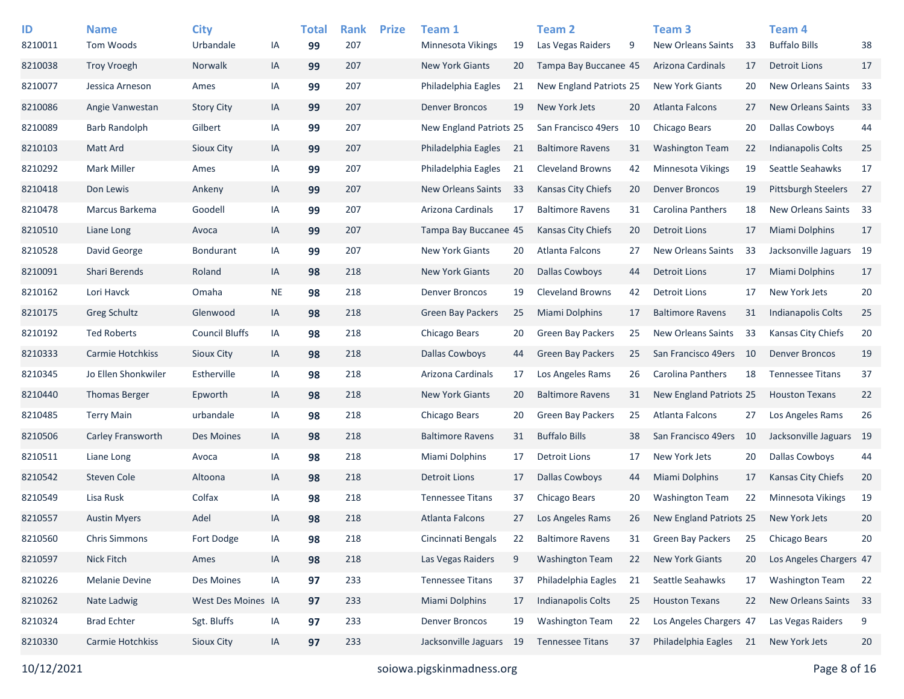| ID | Name | City | | Total | Rank | Prize | Team 1 | | Team 2 | | Team 3 | | Team 4 | |
|---|---|---|---|---|---|---|---|---|---|---|---|---|---|---|
| 8210011 | Tom Woods | Urbandale | IA | **99** | 207 | | Minnesota Vikings | 19 | Las Vegas Raiders | 9 | New Orleans Saints | 33 | Buffalo Bills | 38 |
| 8210038 | Troy Vroegh | Norwalk | IA | **99** | 207 | | New York Giants | 20 | Tampa Bay Buccanee | 45 | Arizona Cardinals | 17 | Detroit Lions | 17 |
| 8210077 | Jessica Arneson | Ames | IA | **99** | 207 | | Philadelphia Eagles | 21 | New England Patriots | 25 | New York Giants | 20 | New Orleans Saints | 33 |
| 8210086 | Angie Vanwestan | Story City | IA | **99** | 207 | | Denver Broncos | 19 | New York Jets | 20 | Atlanta Falcons | 27 | New Orleans Saints | 33 |
| 8210089 | Barb Randolph | Gilbert | IA | **99** | 207 | | New England Patriots | 25 | San Francisco 49ers | 10 | Chicago Bears | 20 | Dallas Cowboys | 44 |
| 8210103 | Matt Ard | Sioux City | IA | **99** | 207 | | Philadelphia Eagles | 21 | Baltimore Ravens | 31 | Washington Team | 22 | Indianapolis Colts | 25 |
| 8210292 | Mark Miller | Ames | IA | **99** | 207 | | Philadelphia Eagles | 21 | Cleveland Browns | 42 | Minnesota Vikings | 19 | Seattle Seahawks | 17 |
| 8210418 | Don Lewis | Ankeny | IA | **99** | 207 | | New Orleans Saints | 33 | Kansas City Chiefs | 20 | Denver Broncos | 19 | Pittsburgh Steelers | 27 |
| 8210478 | Marcus Barkema | Goodell | IA | **99** | 207 | | Arizona Cardinals | 17 | Baltimore Ravens | 31 | Carolina Panthers | 18 | New Orleans Saints | 33 |
| 8210510 | Liane Long | Avoca | IA | **99** | 207 | | Tampa Bay Buccanee | 45 | Kansas City Chiefs | 20 | Detroit Lions | 17 | Miami Dolphins | 17 |
| 8210528 | David George | Bondurant | IA | **99** | 207 | | New York Giants | 20 | Atlanta Falcons | 27 | New Orleans Saints | 33 | Jacksonville Jaguars | 19 |
| 8210091 | Shari Berends | Roland | IA | **98** | 218 | | New York Giants | 20 | Dallas Cowboys | 44 | Detroit Lions | 17 | Miami Dolphins | 17 |
| 8210162 | Lori Havck | Omaha | NE | **98** | 218 | | Denver Broncos | 19 | Cleveland Browns | 42 | Detroit Lions | 17 | New York Jets | 20 |
| 8210175 | Greg Schultz | Glenwood | IA | **98** | 218 | | Green Bay Packers | 25 | Miami Dolphins | 17 | Baltimore Ravens | 31 | Indianapolis Colts | 25 |
| 8210192 | Ted Roberts | Council Bluffs | IA | **98** | 218 | | Chicago Bears | 20 | Green Bay Packers | 25 | New Orleans Saints | 33 | Kansas City Chiefs | 20 |
| 8210333 | Carmie Hotchkiss | Sioux City | IA | **98** | 218 | | Dallas Cowboys | 44 | Green Bay Packers | 25 | San Francisco 49ers | 10 | Denver Broncos | 19 |
| 8210345 | Jo Ellen Shonkwiler | Estherville | IA | **98** | 218 | | Arizona Cardinals | 17 | Los Angeles Rams | 26 | Carolina Panthers | 18 | Tennessee Titans | 37 |
| 8210440 | Thomas Berger | Epworth | IA | **98** | 218 | | New York Giants | 20 | Baltimore Ravens | 31 | New England Patriots | 25 | Houston Texans | 22 |
| 8210485 | Terry Main | urbandale | IA | **98** | 218 | | Chicago Bears | 20 | Green Bay Packers | 25 | Atlanta Falcons | 27 | Los Angeles Rams | 26 |
| 8210506 | Carley Fransworth | Des Moines | IA | **98** | 218 | | Baltimore Ravens | 31 | Buffalo Bills | 38 | San Francisco 49ers | 10 | Jacksonville Jaguars | 19 |
| 8210511 | Liane Long | Avoca | IA | **98** | 218 | | Miami Dolphins | 17 | Detroit Lions | 17 | New York Jets | 20 | Dallas Cowboys | 44 |
| 8210542 | Steven Cole | Altoona | IA | **98** | 218 | | Detroit Lions | 17 | Dallas Cowboys | 44 | Miami Dolphins | 17 | Kansas City Chiefs | 20 |
| 8210549 | Lisa Rusk | Colfax | IA | **98** | 218 | | Tennessee Titans | 37 | Chicago Bears | 20 | Washington Team | 22 | Minnesota Vikings | 19 |
| 8210557 | Austin Myers | Adel | IA | **98** | 218 | | Atlanta Falcons | 27 | Los Angeles Rams | 26 | New England Patriots | 25 | New York Jets | 20 |
| 8210560 | Chris Simmons | Fort Dodge | IA | **98** | 218 | | Cincinnati Bengals | 22 | Baltimore Ravens | 31 | Green Bay Packers | 25 | Chicago Bears | 20 |
| 8210597 | Nick Fitch | Ames | IA | **98** | 218 | | Las Vegas Raiders | 9 | Washington Team | 22 | New York Giants | 20 | Los Angeles Chargers | 47 |
| 8210226 | Melanie Devine | Des Moines | IA | **97** | 233 | | Tennessee Titans | 37 | Philadelphia Eagles | 21 | Seattle Seahawks | 17 | Washington Team | 22 |
| 8210262 | Nate Ladwig | West Des Moines | IA | **97** | 233 | | Miami Dolphins | 17 | Indianapolis Colts | 25 | Houston Texans | 22 | New Orleans Saints | 33 |
| 8210324 | Brad Echter | Sgt. Bluffs | IA | **97** | 233 | | Denver Broncos | 19 | Washington Team | 22 | Los Angeles Chargers | 47 | Las Vegas Raiders | 9 |
| 8210330 | Carmie Hotchkiss | Sioux City | IA | **97** | 233 | | Jacksonville Jaguars | 19 | Tennessee Titans | 37 | Philadelphia Eagles | 21 | New York Jets | 20 |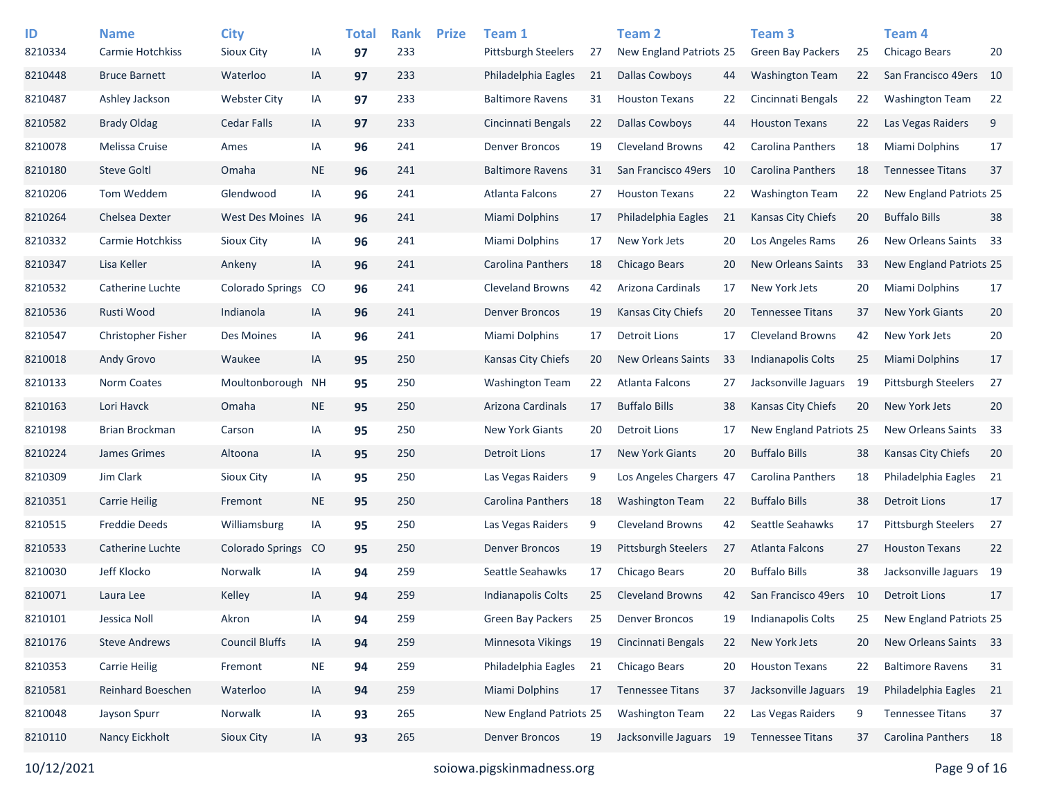| ID | Name | City | | Total | Rank | Prize | Team 1 | | Team 2 | | Team 3 | | Team 4 | |
|---|---|---|---|---|---|---|---|---|---|---|---|---|---|---|
| 8210334 | Carmie Hotchkiss | Sioux City | IA | **97** | 233 | | Pittsburgh Steelers | 27 | New England Patriots | 25 | Green Bay Packers | 25 | Chicago Bears | 20 |
| 8210448 | Bruce Barnett | Waterloo | IA | **97** | 233 | | Philadelphia Eagles | 21 | Dallas Cowboys | 44 | Washington Team | 22 | San Francisco 49ers | 10 |
| 8210487 | Ashley Jackson | Webster City | IA | **97** | 233 | | Baltimore Ravens | 31 | Houston Texans | 22 | Cincinnati Bengals | 22 | Washington Team | 22 |
| 8210582 | Brady Oldag | Cedar Falls | IA | **97** | 233 | | Cincinnati Bengals | 22 | Dallas Cowboys | 44 | Houston Texans | 22 | Las Vegas Raiders | 9 |
| 8210078 | Melissa Cruise | Ames | IA | **96** | 241 | | Denver Broncos | 19 | Cleveland Browns | 42 | Carolina Panthers | 18 | Miami Dolphins | 17 |
| 8210180 | Steve Goltl | Omaha | NE | **96** | 241 | | Baltimore Ravens | 31 | San Francisco 49ers | 10 | Carolina Panthers | 18 | Tennessee Titans | 37 |
| 8210206 | Tom Weddem | Glendwood | IA | **96** | 241 | | Atlanta Falcons | 27 | Houston Texans | 22 | Washington Team | 22 | New England Patriots | 25 |
| 8210264 | Chelsea Dexter | West Des Moines | IA | **96** | 241 | | Miami Dolphins | 17 | Philadelphia Eagles | 21 | Kansas City Chiefs | 20 | Buffalo Bills | 38 |
| 8210332 | Carmie Hotchkiss | Sioux City | IA | **96** | 241 | | Miami Dolphins | 17 | New York Jets | 20 | Los Angeles Rams | 26 | New Orleans Saints | 33 |
| 8210347 | Lisa Keller | Ankeny | IA | **96** | 241 | | Carolina Panthers | 18 | Chicago Bears | 20 | New Orleans Saints | 33 | New England Patriots | 25 |
| 8210532 | Catherine Luchte | Colorado Springs | CO | **96** | 241 | | Cleveland Browns | 42 | Arizona Cardinals | 17 | New York Jets | 20 | Miami Dolphins | 17 |
| 8210536 | Rusti Wood | Indianola | IA | **96** | 241 | | Denver Broncos | 19 | Kansas City Chiefs | 20 | Tennessee Titans | 37 | New York Giants | 20 |
| 8210547 | Christopher Fisher | Des Moines | IA | **96** | 241 | | Miami Dolphins | 17 | Detroit Lions | 17 | Cleveland Browns | 42 | New York Jets | 20 |
| 8210018 | Andy Grovo | Waukee | IA | **95** | 250 | | Kansas City Chiefs | 20 | New Orleans Saints | 33 | Indianapolis Colts | 25 | Miami Dolphins | 17 |
| 8210133 | Norm Coates | Moultonborough | NH | **95** | 250 | | Washington Team | 22 | Atlanta Falcons | 27 | Jacksonville Jaguars | 19 | Pittsburgh Steelers | 27 |
| 8210163 | Lori Havck | Omaha | NE | **95** | 250 | | Arizona Cardinals | 17 | Buffalo Bills | 38 | Kansas City Chiefs | 20 | New York Jets | 20 |
| 8210198 | Brian Brockman | Carson | IA | **95** | 250 | | New York Giants | 20 | Detroit Lions | 17 | New England Patriots | 25 | New Orleans Saints | 33 |
| 8210224 | James Grimes | Altoona | IA | **95** | 250 | | Detroit Lions | 17 | New York Giants | 20 | Buffalo Bills | 38 | Kansas City Chiefs | 20 |
| 8210309 | Jim Clark | Sioux City | IA | **95** | 250 | | Las Vegas Raiders | 9 | Los Angeles Chargers | 47 | Carolina Panthers | 18 | Philadelphia Eagles | 21 |
| 8210351 | Carrie Heilig | Fremont | NE | **95** | 250 | | Carolina Panthers | 18 | Washington Team | 22 | Buffalo Bills | 38 | Detroit Lions | 17 |
| 8210515 | Freddie Deeds | Williamsburg | IA | **95** | 250 | | Las Vegas Raiders | 9 | Cleveland Browns | 42 | Seattle Seahawks | 17 | Pittsburgh Steelers | 27 |
| 8210533 | Catherine Luchte | Colorado Springs | CO | **95** | 250 | | Denver Broncos | 19 | Pittsburgh Steelers | 27 | Atlanta Falcons | 27 | Houston Texans | 22 |
| 8210030 | Jeff Klocko | Norwalk | IA | **94** | 259 | | Seattle Seahawks | 17 | Chicago Bears | 20 | Buffalo Bills | 38 | Jacksonville Jaguars | 19 |
| 8210071 | Laura Lee | Kelley | IA | **94** | 259 | | Indianapolis Colts | 25 | Cleveland Browns | 42 | San Francisco 49ers | 10 | Detroit Lions | 17 |
| 8210101 | Jessica Noll | Akron | IA | **94** | 259 | | Green Bay Packers | 25 | Denver Broncos | 19 | Indianapolis Colts | 25 | New England Patriots | 25 |
| 8210176 | Steve Andrews | Council Bluffs | IA | **94** | 259 | | Minnesota Vikings | 19 | Cincinnati Bengals | 22 | New York Jets | 20 | New Orleans Saints | 33 |
| 8210353 | Carrie Heilig | Fremont | NE | **94** | 259 | | Philadelphia Eagles | 21 | Chicago Bears | 20 | Houston Texans | 22 | Baltimore Ravens | 31 |
| 8210581 | Reinhard Boeschen | Waterloo | IA | **94** | 259 | | Miami Dolphins | 17 | Tennessee Titans | 37 | Jacksonville Jaguars | 19 | Philadelphia Eagles | 21 |
| 8210048 | Jayson Spurr | Norwalk | IA | **93** | 265 | | New England Patriots | 25 | Washington Team | 22 | Las Vegas Raiders | 9 | Tennessee Titans | 37 |
| 8210110 | Nancy Eickholt | Sioux City | IA | **93** | 265 | | Denver Broncos | 19 | Jacksonville Jaguars | 19 | Tennessee Titans | 37 | Carolina Panthers | 18 |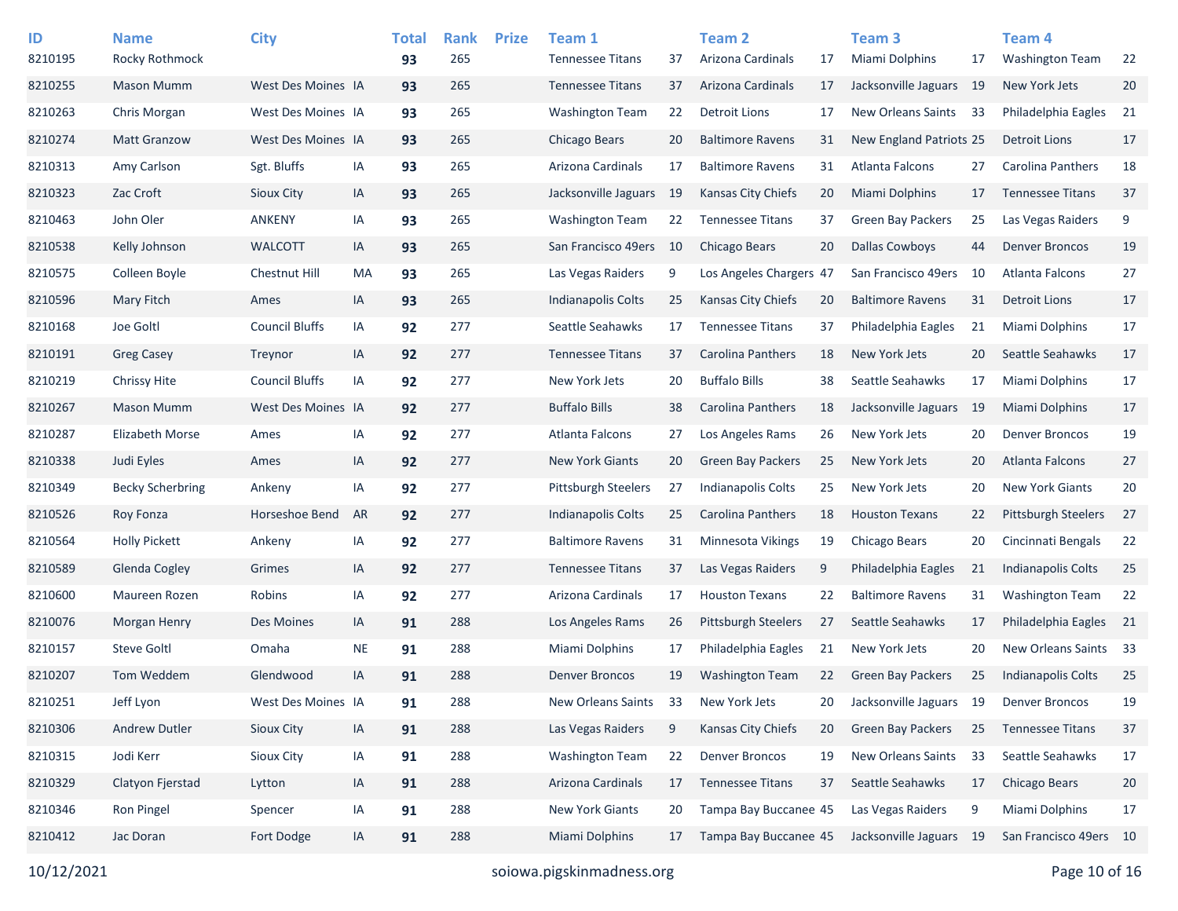| ID | Name | City | | Total | Rank | Prize | Team 1 | | Team 2 | | Team 3 | | Team 4 | |
|---|---|---|---|---|---|---|---|---|---|---|---|---|---|---|
| 8210195 | Rocky Rothmock | | | **93** | 265 | | Tennessee Titans | 37 | Arizona Cardinals | 17 | Miami Dolphins | 17 | Washington Team | 22 |
| 8210255 | Mason Mumm | West Des Moines | IA | **93** | 265 | | Tennessee Titans | 37 | Arizona Cardinals | 17 | Jacksonville Jaguars | 19 | New York Jets | 20 |
| 8210263 | Chris Morgan | West Des Moines | IA | **93** | 265 | | Washington Team | 22 | Detroit Lions | 17 | New Orleans Saints | 33 | Philadelphia Eagles | 21 |
| 8210274 | Matt Granzow | West Des Moines | IA | **93** | 265 | | Chicago Bears | 20 | Baltimore Ravens | 31 | New England Patriots | 25 | Detroit Lions | 17 |
| 8210313 | Amy Carlson | Sgt. Bluffs | IA | **93** | 265 | | Arizona Cardinals | 17 | Baltimore Ravens | 31 | Atlanta Falcons | 27 | Carolina Panthers | 18 |
| 8210323 | Zac Croft | Sioux City | IA | **93** | 265 | | Jacksonville Jaguars | 19 | Kansas City Chiefs | 20 | Miami Dolphins | 17 | Tennessee Titans | 37 |
| 8210463 | John Oler | ANKENY | IA | **93** | 265 | | Washington Team | 22 | Tennessee Titans | 37 | Green Bay Packers | 25 | Las Vegas Raiders | 9 |
| 8210538 | Kelly Johnson | WALCOTT | IA | **93** | 265 | | San Francisco 49ers | 10 | Chicago Bears | 20 | Dallas Cowboys | 44 | Denver Broncos | 19 |
| 8210575 | Colleen Boyle | Chestnut Hill | MA | **93** | 265 | | Las Vegas Raiders | 9 | Los Angeles Chargers | 47 | San Francisco 49ers | 10 | Atlanta Falcons | 27 |
| 8210596 | Mary Fitch | Ames | IA | **93** | 265 | | Indianapolis Colts | 25 | Kansas City Chiefs | 20 | Baltimore Ravens | 31 | Detroit Lions | 17 |
| 8210168 | Joe Goltl | Council Bluffs | IA | **92** | 277 | | Seattle Seahawks | 17 | Tennessee Titans | 37 | Philadelphia Eagles | 21 | Miami Dolphins | 17 |
| 8210191 | Greg Casey | Treynor | IA | **92** | 277 | | Tennessee Titans | 37 | Carolina Panthers | 18 | New York Jets | 20 | Seattle Seahawks | 17 |
| 8210219 | Chrissy Hite | Council Bluffs | IA | **92** | 277 | | New York Jets | 20 | Buffalo Bills | 38 | Seattle Seahawks | 17 | Miami Dolphins | 17 |
| 8210267 | Mason Mumm | West Des Moines | IA | **92** | 277 | | Buffalo Bills | 38 | Carolina Panthers | 18 | Jacksonville Jaguars | 19 | Miami Dolphins | 17 |
| 8210287 | Elizabeth Morse | Ames | IA | **92** | 277 | | Atlanta Falcons | 27 | Los Angeles Rams | 26 | New York Jets | 20 | Denver Broncos | 19 |
| 8210338 | Judi Eyles | Ames | IA | **92** | 277 | | New York Giants | 20 | Green Bay Packers | 25 | New York Jets | 20 | Atlanta Falcons | 27 |
| 8210349 | Becky Scherbring | Ankeny | IA | **92** | 277 | | Pittsburgh Steelers | 27 | Indianapolis Colts | 25 | New York Jets | 20 | New York Giants | 20 |
| 8210526 | Roy Fonza | Horseshoe Bend | AR | **92** | 277 | | Indianapolis Colts | 25 | Carolina Panthers | 18 | Houston Texans | 22 | Pittsburgh Steelers | 27 |
| 8210564 | Holly Pickett | Ankeny | IA | **92** | 277 | | Baltimore Ravens | 31 | Minnesota Vikings | 19 | Chicago Bears | 20 | Cincinnati Bengals | 22 |
| 8210589 | Glenda Cogley | Grimes | IA | **92** | 277 | | Tennessee Titans | 37 | Las Vegas Raiders | 9 | Philadelphia Eagles | 21 | Indianapolis Colts | 25 |
| 8210600 | Maureen Rozen | Robins | IA | **92** | 277 | | Arizona Cardinals | 17 | Houston Texans | 22 | Baltimore Ravens | 31 | Washington Team | 22 |
| 8210076 | Morgan Henry | Des Moines | IA | **91** | 288 | | Los Angeles Rams | 26 | Pittsburgh Steelers | 27 | Seattle Seahawks | 17 | Philadelphia Eagles | 21 |
| 8210157 | Steve Goltl | Omaha | NE | **91** | 288 | | Miami Dolphins | 17 | Philadelphia Eagles | 21 | New York Jets | 20 | New Orleans Saints | 33 |
| 8210207 | Tom Weddem | Glendwood | IA | **91** | 288 | | Denver Broncos | 19 | Washington Team | 22 | Green Bay Packers | 25 | Indianapolis Colts | 25 |
| 8210251 | Jeff Lyon | West Des Moines | IA | **91** | 288 | | New Orleans Saints | 33 | New York Jets | 20 | Jacksonville Jaguars | 19 | Denver Broncos | 19 |
| 8210306 | Andrew Dutler | Sioux City | IA | **91** | 288 | | Las Vegas Raiders | 9 | Kansas City Chiefs | 20 | Green Bay Packers | 25 | Tennessee Titans | 37 |
| 8210315 | Jodi Kerr | Sioux City | IA | **91** | 288 | | Washington Team | 22 | Denver Broncos | 19 | New Orleans Saints | 33 | Seattle Seahawks | 17 |
| 8210329 | Clatyon Fjerstad | Lytton | IA | **91** | 288 | | Arizona Cardinals | 17 | Tennessee Titans | 37 | Seattle Seahawks | 17 | Chicago Bears | 20 |
| 8210346 | Ron Pingel | Spencer | IA | **91** | 288 | | New York Giants | 20 | Tampa Bay Buccanee | 45 | Las Vegas Raiders | 9 | Miami Dolphins | 17 |
| 8210412 | Jac Doran | Fort Dodge | IA | **91** | 288 | | Miami Dolphins | 17 | Tampa Bay Buccanee | 45 | Jacksonville Jaguars | 19 | San Francisco 49ers | 10 |

10/12/2021 soiowa.pigskinmadness.org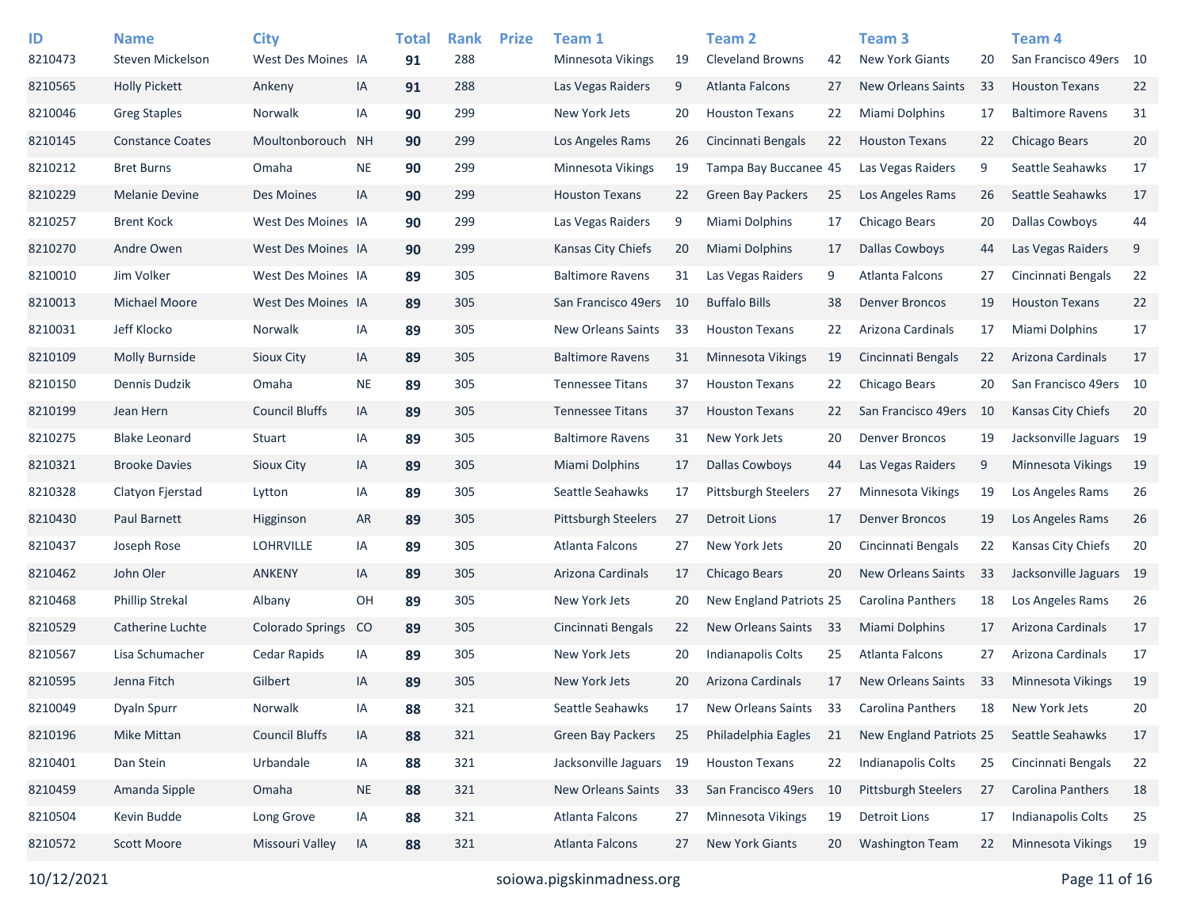| ID | Name | City | | Total | Rank | Prize | Team 1 | | Team 2 | | Team 3 | | Team 4 | |
|---|---|---|---|---|---|---|---|---|---|---|---|---|---|---|
| 8210473 | Steven Mickelson | West Des Moines | IA | **91** | 288 | | Minnesota Vikings | 19 | Cleveland Browns | 42 | New York Giants | 20 | San Francisco 49ers | 10 |
| 8210565 | Holly Pickett | Ankeny | IA | **91** | 288 | | Las Vegas Raiders | 9 | Atlanta Falcons | 27 | New Orleans Saints | 33 | Houston Texans | 22 |
| 8210046 | Greg Staples | Norwalk | IA | **90** | 299 | | New York Jets | 20 | Houston Texans | 22 | Miami Dolphins | 17 | Baltimore Ravens | 31 |
| 8210145 | Constance Coates | Moultonborouch | NH | **90** | 299 | | Los Angeles Rams | 26 | Cincinnati Bengals | 22 | Houston Texans | 22 | Chicago Bears | 20 |
| 8210212 | Bret Burns | Omaha | NE | **90** | 299 | | Minnesota Vikings | 19 | Tampa Bay Buccanee | 45 | Las Vegas Raiders | 9 | Seattle Seahawks | 17 |
| 8210229 | Melanie Devine | Des Moines | IA | **90** | 299 | | Houston Texans | 22 | Green Bay Packers | 25 | Los Angeles Rams | 26 | Seattle Seahawks | 17 |
| 8210257 | Brent Kock | West Des Moines | IA | **90** | 299 | | Las Vegas Raiders | 9 | Miami Dolphins | 17 | Chicago Bears | 20 | Dallas Cowboys | 44 |
| 8210270 | Andre Owen | West Des Moines | IA | **90** | 299 | | Kansas City Chiefs | 20 | Miami Dolphins | 17 | Dallas Cowboys | 44 | Las Vegas Raiders | 9 |
| 8210010 | Jim Volker | West Des Moines | IA | **89** | 305 | | Baltimore Ravens | 31 | Las Vegas Raiders | 9 | Atlanta Falcons | 27 | Cincinnati Bengals | 22 |
| 8210013 | Michael Moore | West Des Moines | IA | **89** | 305 | | San Francisco 49ers | 10 | Buffalo Bills | 38 | Denver Broncos | 19 | Houston Texans | 22 |
| 8210031 | Jeff Klocko | Norwalk | IA | **89** | 305 | | New Orleans Saints | 33 | Houston Texans | 22 | Arizona Cardinals | 17 | Miami Dolphins | 17 |
| 8210109 | Molly Burnside | Sioux City | IA | **89** | 305 | | Baltimore Ravens | 31 | Minnesota Vikings | 19 | Cincinnati Bengals | 22 | Arizona Cardinals | 17 |
| 8210150 | Dennis Dudzik | Omaha | NE | **89** | 305 | | Tennessee Titans | 37 | Houston Texans | 22 | Chicago Bears | 20 | San Francisco 49ers | 10 |
| 8210199 | Jean Hern | Council Bluffs | IA | **89** | 305 | | Tennessee Titans | 37 | Houston Texans | 22 | San Francisco 49ers | 10 | Kansas City Chiefs | 20 |
| 8210275 | Blake Leonard | Stuart | IA | **89** | 305 | | Baltimore Ravens | 31 | New York Jets | 20 | Denver Broncos | 19 | Jacksonville Jaguars | 19 |
| 8210321 | Brooke Davies | Sioux City | IA | **89** | 305 | | Miami Dolphins | 17 | Dallas Cowboys | 44 | Las Vegas Raiders | 9 | Minnesota Vikings | 19 |
| 8210328 | Clatyon Fjerstad | Lytton | IA | **89** | 305 | | Seattle Seahawks | 17 | Pittsburgh Steelers | 27 | Minnesota Vikings | 19 | Los Angeles Rams | 26 |
| 8210430 | Paul Barnett | Higginson | AR | **89** | 305 | | Pittsburgh Steelers | 27 | Detroit Lions | 17 | Denver Broncos | 19 | Los Angeles Rams | 26 |
| 8210437 | Joseph Rose | LOHRVILLE | IA | **89** | 305 | | Atlanta Falcons | 27 | New York Jets | 20 | Cincinnati Bengals | 22 | Kansas City Chiefs | 20 |
| 8210462 | John Oler | ANKENY | IA | **89** | 305 | | Arizona Cardinals | 17 | Chicago Bears | 20 | New Orleans Saints | 33 | Jacksonville Jaguars | 19 |
| 8210468 | Phillip Strekal | Albany | OH | **89** | 305 | | New York Jets | 20 | New England Patriots | 25 | Carolina Panthers | 18 | Los Angeles Rams | 26 |
| 8210529 | Catherine Luchte | Colorado Springs | CO | **89** | 305 | | Cincinnati Bengals | 22 | New Orleans Saints | 33 | Miami Dolphins | 17 | Arizona Cardinals | 17 |
| 8210567 | Lisa Schumacher | Cedar Rapids | IA | **89** | 305 | | New York Jets | 20 | Indianapolis Colts | 25 | Atlanta Falcons | 27 | Arizona Cardinals | 17 |
| 8210595 | Jenna Fitch | Gilbert | IA | **89** | 305 | | New York Jets | 20 | Arizona Cardinals | 17 | New Orleans Saints | 33 | Minnesota Vikings | 19 |
| 8210049 | Dyaln Spurr | Norwalk | IA | **88** | 321 | | Seattle Seahawks | 17 | New Orleans Saints | 33 | Carolina Panthers | 18 | New York Jets | 20 |
| 8210196 | Mike Mittan | Council Bluffs | IA | **88** | 321 | | Green Bay Packers | 25 | Philadelphia Eagles | 21 | New England Patriots | 25 | Seattle Seahawks | 17 |
| 8210401 | Dan Stein | Urbandale | IA | **88** | 321 | | Jacksonville Jaguars | 19 | Houston Texans | 22 | Indianapolis Colts | 25 | Cincinnati Bengals | 22 |
| 8210459 | Amanda Sipple | Omaha | NE | **88** | 321 | | New Orleans Saints | 33 | San Francisco 49ers | 10 | Pittsburgh Steelers | 27 | Carolina Panthers | 18 |
| 8210504 | Kevin Budde | Long Grove | IA | **88** | 321 | | Atlanta Falcons | 27 | Minnesota Vikings | 19 | Detroit Lions | 17 | Indianapolis Colts | 25 |
| 8210572 | Scott Moore | Missouri Valley | IA | **88** | 321 | | Atlanta Falcons | 27 | New York Giants | 20 | Washington Team | 22 | Minnesota Vikings | 19 |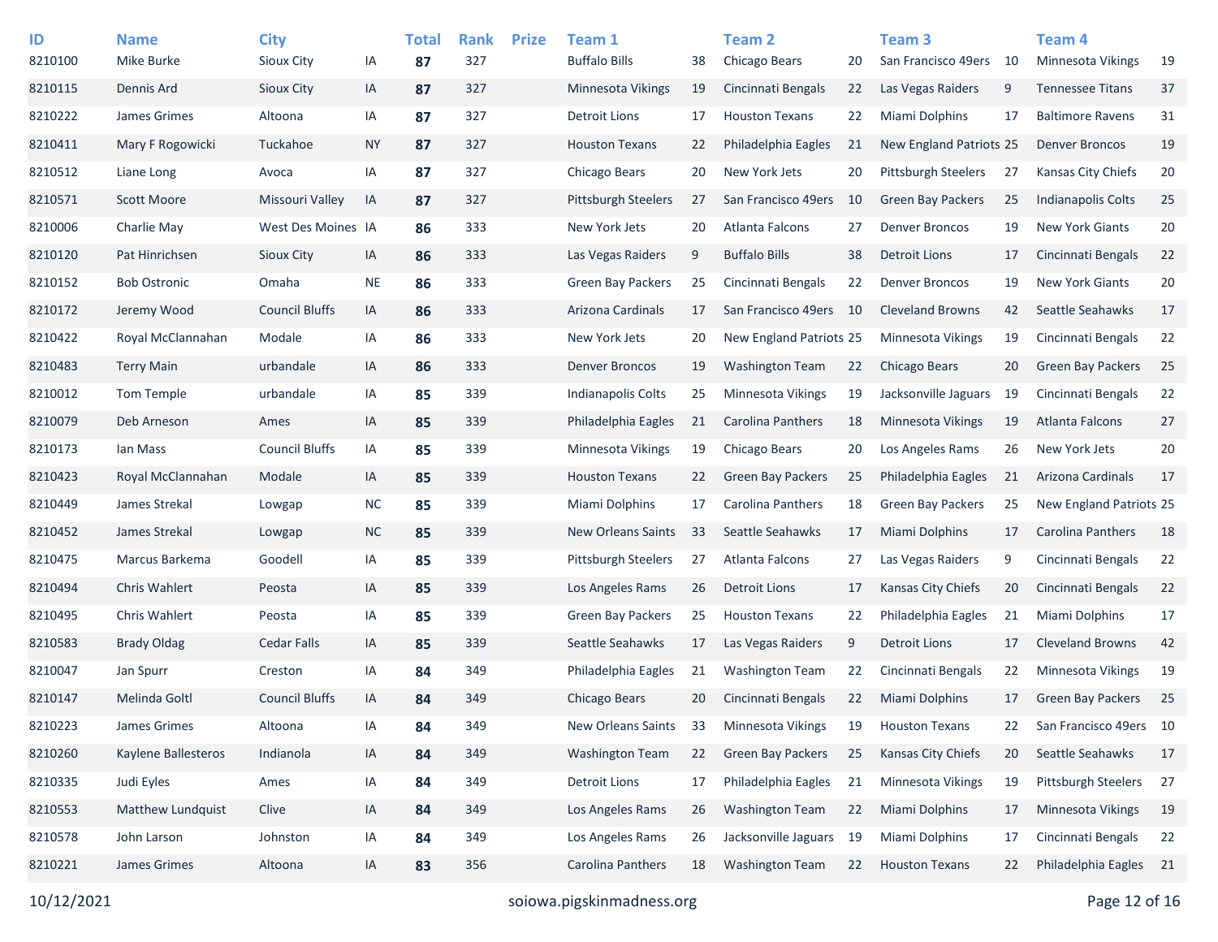| ID | Name | City | | Total | Rank | Prize | Team 1 | | Team 2 | | Team 3 | | Team 4 | |
|---|---|---|---|---|---|---|---|---|---|---|---|---|---|---|
| 8210100 | Mike Burke | Sioux City | IA | **87** | 327 | | Buffalo Bills | 38 | Chicago Bears | 20 | San Francisco 49ers | 10 | Minnesota Vikings | 19 |
| 8210115 | Dennis Ard | Sioux City | IA | **87** | 327 | | Minnesota Vikings | 19 | Cincinnati Bengals | 22 | Las Vegas Raiders | 9 | Tennessee Titans | 37 |
| 8210222 | James Grimes | Altoona | IA | **87** | 327 | | Detroit Lions | 17 | Houston Texans | 22 | Miami Dolphins | 17 | Baltimore Ravens | 31 |
| 8210411 | Mary F Rogowicki | Tuckahoe | NY | **87** | 327 | | Houston Texans | 22 | Philadelphia Eagles | 21 | New England Patriots | 25 | Denver Broncos | 19 |
| 8210512 | Liane Long | Avoca | IA | **87** | 327 | | Chicago Bears | 20 | New York Jets | 20 | Pittsburgh Steelers | 27 | Kansas City Chiefs | 20 |
| 8210571 | Scott Moore | Missouri Valley | IA | **87** | 327 | | Pittsburgh Steelers | 27 | San Francisco 49ers | 10 | Green Bay Packers | 25 | Indianapolis Colts | 25 |
| 8210006 | Charlie May | West Des Moines | IA | **86** | 333 | | New York Jets | 20 | Atlanta Falcons | 27 | Denver Broncos | 19 | New York Giants | 20 |
| 8210120 | Pat Hinrichsen | Sioux City | IA | **86** | 333 | | Las Vegas Raiders | 9 | Buffalo Bills | 38 | Detroit Lions | 17 | Cincinnati Bengals | 22 |
| 8210152 | Bob Ostronic | Omaha | NE | **86** | 333 | | Green Bay Packers | 25 | Cincinnati Bengals | 22 | Denver Broncos | 19 | New York Giants | 20 |
| 8210172 | Jeremy Wood | Council Bluffs | IA | **86** | 333 | | Arizona Cardinals | 17 | San Francisco 49ers | 10 | Cleveland Browns | 42 | Seattle Seahawks | 17 |
| 8210422 | Royal McClannahan | Modale | IA | **86** | 333 | | New York Jets | 20 | New England Patriots | 25 | Minnesota Vikings | 19 | Cincinnati Bengals | 22 |
| 8210483 | Terry Main | urbandale | IA | **86** | 333 | | Denver Broncos | 19 | Washington Team | 22 | Chicago Bears | 20 | Green Bay Packers | 25 |
| 8210012 | Tom Temple | urbandale | IA | **85** | 339 | | Indianapolis Colts | 25 | Minnesota Vikings | 19 | Jacksonville Jaguars | 19 | Cincinnati Bengals | 22 |
| 8210079 | Deb Arneson | Ames | IA | **85** | 339 | | Philadelphia Eagles | 21 | Carolina Panthers | 18 | Minnesota Vikings | 19 | Atlanta Falcons | 27 |
| 8210173 | Ian Mass | Council Bluffs | IA | **85** | 339 | | Minnesota Vikings | 19 | Chicago Bears | 20 | Los Angeles Rams | 26 | New York Jets | 20 |
| 8210423 | Royal McClannahan | Modale | IA | **85** | 339 | | Houston Texans | 22 | Green Bay Packers | 25 | Philadelphia Eagles | 21 | Arizona Cardinals | 17 |
| 8210449 | James Strekal | Lowgap | NC | **85** | 339 | | Miami Dolphins | 17 | Carolina Panthers | 18 | Green Bay Packers | 25 | New England Patriots | 25 |
| 8210452 | James Strekal | Lowgap | NC | **85** | 339 | | New Orleans Saints | 33 | Seattle Seahawks | 17 | Miami Dolphins | 17 | Carolina Panthers | 18 |
| 8210475 | Marcus Barkema | Goodell | IA | **85** | 339 | | Pittsburgh Steelers | 27 | Atlanta Falcons | 27 | Las Vegas Raiders | 9 | Cincinnati Bengals | 22 |
| 8210494 | Chris Wahlert | Peosta | IA | **85** | 339 | | Los Angeles Rams | 26 | Detroit Lions | 17 | Kansas City Chiefs | 20 | Cincinnati Bengals | 22 |
| 8210495 | Chris Wahlert | Peosta | IA | **85** | 339 | | Green Bay Packers | 25 | Houston Texans | 22 | Philadelphia Eagles | 21 | Miami Dolphins | 17 |
| 8210583 | Brady Oldag | Cedar Falls | IA | **85** | 339 | | Seattle Seahawks | 17 | Las Vegas Raiders | 9 | Detroit Lions | 17 | Cleveland Browns | 42 |
| 8210047 | Jan Spurr | Creston | IA | **84** | 349 | | Philadelphia Eagles | 21 | Washington Team | 22 | Cincinnati Bengals | 22 | Minnesota Vikings | 19 |
| 8210147 | Melinda Goltl | Council Bluffs | IA | **84** | 349 | | Chicago Bears | 20 | Cincinnati Bengals | 22 | Miami Dolphins | 17 | Green Bay Packers | 25 |
| 8210223 | James Grimes | Altoona | IA | **84** | 349 | | New Orleans Saints | 33 | Minnesota Vikings | 19 | Houston Texans | 22 | San Francisco 49ers | 10 |
| 8210260 | Kaylene Ballesteros | Indianola | IA | **84** | 349 | | Washington Team | 22 | Green Bay Packers | 25 | Kansas City Chiefs | 20 | Seattle Seahawks | 17 |
| 8210335 | Judi Eyles | Ames | IA | **84** | 349 | | Detroit Lions | 17 | Philadelphia Eagles | 21 | Minnesota Vikings | 19 | Pittsburgh Steelers | 27 |
| 8210553 | Matthew Lundquist | Clive | IA | **84** | 349 | | Los Angeles Rams | 26 | Washington Team | 22 | Miami Dolphins | 17 | Minnesota Vikings | 19 |
| 8210578 | John Larson | Johnston | IA | **84** | 349 | | Los Angeles Rams | 26 | Jacksonville Jaguars | 19 | Miami Dolphins | 17 | Cincinnati Bengals | 22 |
| 8210221 | James Grimes | Altoona | IA | **83** | 356 | | Carolina Panthers | 18 | Washington Team | 22 | Houston Texans | 22 | Philadelphia Eagles | 21 |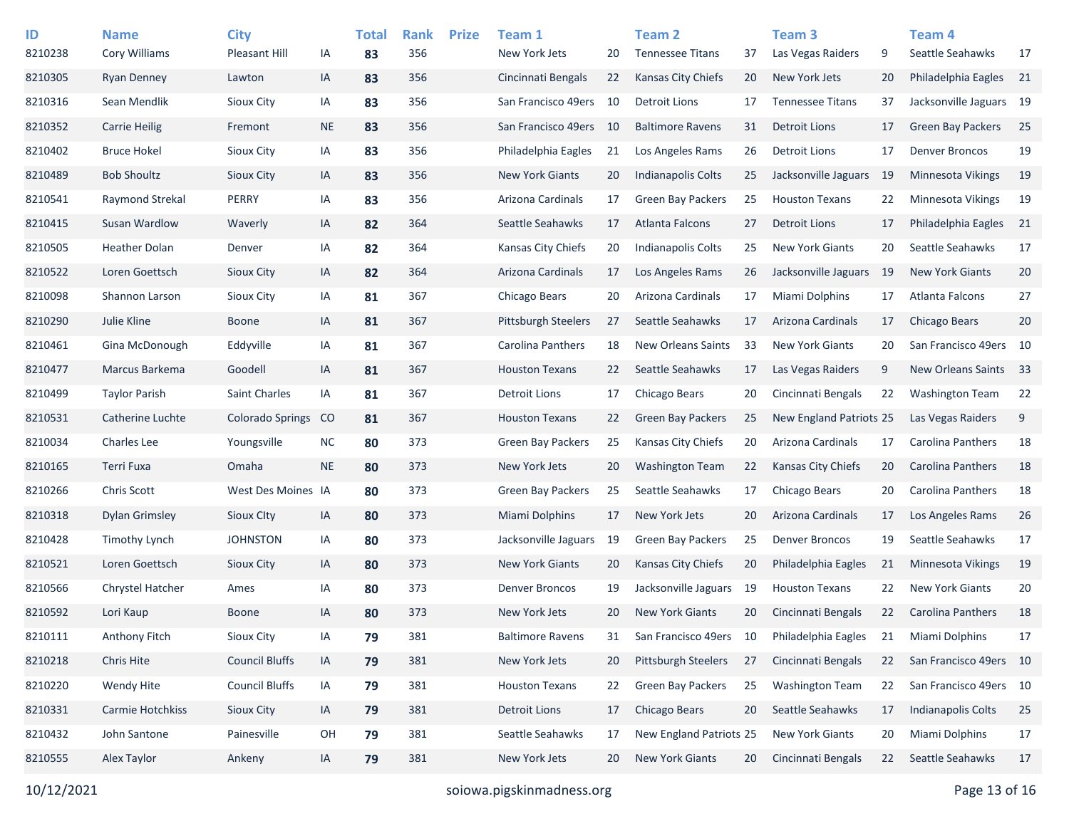| ID | Name | City | | Total | Rank | Prize | Team 1 | | Team 2 | | Team 3 | | Team 4 | |
|---|---|---|---|---|---|---|---|---|---|---|---|---|---|---|
| 8210238 | Cory Williams | Pleasant Hill | IA | **83** | 356 | | New York Jets | 20 | Tennessee Titans | 37 | Las Vegas Raiders | 9 | Seattle Seahawks | 17 |
| 8210305 | Ryan Denney | Lawton | IA | **83** | 356 | | Cincinnati Bengals | 22 | Kansas City Chiefs | 20 | New York Jets | 20 | Philadelphia Eagles | 21 |
| 8210316 | Sean Mendlik | Sioux City | IA | **83** | 356 | | San Francisco 49ers | 10 | Detroit Lions | 17 | Tennessee Titans | 37 | Jacksonville Jaguars | 19 |
| 8210352 | Carrie Heilig | Fremont | NE | **83** | 356 | | San Francisco 49ers | 10 | Baltimore Ravens | 31 | Detroit Lions | 17 | Green Bay Packers | 25 |
| 8210402 | Bruce Hokel | Sioux City | IA | **83** | 356 | | Philadelphia Eagles | 21 | Los Angeles Rams | 26 | Detroit Lions | 17 | Denver Broncos | 19 |
| 8210489 | Bob Shoultz | Sioux City | IA | **83** | 356 | | New York Giants | 20 | Indianapolis Colts | 25 | Jacksonville Jaguars | 19 | Minnesota Vikings | 19 |
| 8210541 | Raymond Strekal | PERRY | IA | **83** | 356 | | Arizona Cardinals | 17 | Green Bay Packers | 25 | Houston Texans | 22 | Minnesota Vikings | 19 |
| 8210415 | Susan Wardlow | Waverly | IA | **82** | 364 | | Seattle Seahawks | 17 | Atlanta Falcons | 27 | Detroit Lions | 17 | Philadelphia Eagles | 21 |
| 8210505 | Heather Dolan | Denver | IA | **82** | 364 | | Kansas City Chiefs | 20 | Indianapolis Colts | 25 | New York Giants | 20 | Seattle Seahawks | 17 |
| 8210522 | Loren Goettsch | Sioux City | IA | **82** | 364 | | Arizona Cardinals | 17 | Los Angeles Rams | 26 | Jacksonville Jaguars | 19 | New York Giants | 20 |
| 8210098 | Shannon Larson | Sioux City | IA | **81** | 367 | | Chicago Bears | 20 | Arizona Cardinals | 17 | Miami Dolphins | 17 | Atlanta Falcons | 27 |
| 8210290 | Julie Kline | Boone | IA | **81** | 367 | | Pittsburgh Steelers | 27 | Seattle Seahawks | 17 | Arizona Cardinals | 17 | Chicago Bears | 20 |
| 8210461 | Gina McDonough | Eddyville | IA | **81** | 367 | | Carolina Panthers | 18 | New Orleans Saints | 33 | New York Giants | 20 | San Francisco 49ers | 10 |
| 8210477 | Marcus Barkema | Goodell | IA | **81** | 367 | | Houston Texans | 22 | Seattle Seahawks | 17 | Las Vegas Raiders | 9 | New Orleans Saints | 33 |
| 8210499 | Taylor Parish | Saint Charles | IA | **81** | 367 | | Detroit Lions | 17 | Chicago Bears | 20 | Cincinnati Bengals | 22 | Washington Team | 22 |
| 8210531 | Catherine Luchte | Colorado Springs | CO | **81** | 367 | | Houston Texans | 22 | Green Bay Packers | 25 | New England Patriots | 25 | Las Vegas Raiders | 9 |
| 8210034 | Charles Lee | Youngsville | NC | **80** | 373 | | Green Bay Packers | 25 | Kansas City Chiefs | 20 | Arizona Cardinals | 17 | Carolina Panthers | 18 |
| 8210165 | Terri Fuxa | Omaha | NE | **80** | 373 | | New York Jets | 20 | Washington Team | 22 | Kansas City Chiefs | 20 | Carolina Panthers | 18 |
| 8210266 | Chris Scott | West Des Moines | IA | **80** | 373 | | Green Bay Packers | 25 | Seattle Seahawks | 17 | Chicago Bears | 20 | Carolina Panthers | 18 |
| 8210318 | Dylan Grimsley | Sioux CIty | IA | **80** | 373 | | Miami Dolphins | 17 | New York Jets | 20 | Arizona Cardinals | 17 | Los Angeles Rams | 26 |
| 8210428 | Timothy Lynch | JOHNSTON | IA | **80** | 373 | | Jacksonville Jaguars | 19 | Green Bay Packers | 25 | Denver Broncos | 19 | Seattle Seahawks | 17 |
| 8210521 | Loren Goettsch | Sioux City | IA | **80** | 373 | | New York Giants | 20 | Kansas City Chiefs | 20 | Philadelphia Eagles | 21 | Minnesota Vikings | 19 |
| 8210566 | Chrystel Hatcher | Ames | IA | **80** | 373 | | Denver Broncos | 19 | Jacksonville Jaguars | 19 | Houston Texans | 22 | New York Giants | 20 |
| 8210592 | Lori Kaup | Boone | IA | **80** | 373 | | New York Jets | 20 | New York Giants | 20 | Cincinnati Bengals | 22 | Carolina Panthers | 18 |
| 8210111 | Anthony Fitch | Sioux City | IA | **79** | 381 | | Baltimore Ravens | 31 | San Francisco 49ers | 10 | Philadelphia Eagles | 21 | Miami Dolphins | 17 |
| 8210218 | Chris Hite | Council Bluffs | IA | **79** | 381 | | New York Jets | 20 | Pittsburgh Steelers | 27 | Cincinnati Bengals | 22 | San Francisco 49ers | 10 |
| 8210220 | Wendy Hite | Council Bluffs | IA | **79** | 381 | | Houston Texans | 22 | Green Bay Packers | 25 | Washington Team | 22 | San Francisco 49ers | 10 |
| 8210331 | Carmie Hotchkiss | Sioux City | IA | **79** | 381 | | Detroit Lions | 17 | Chicago Bears | 20 | Seattle Seahawks | 17 | Indianapolis Colts | 25 |
| 8210432 | John Santone | Painesville | OH | **79** | 381 | | Seattle Seahawks | 17 | New England Patriots | 25 | New York Giants | 20 | Miami Dolphins | 17 |
| 8210555 | Alex Taylor | Ankeny | IA | **79** | 381 | | New York Jets | 20 | New York Giants | 20 | Cincinnati Bengals | 22 | Seattle Seahawks | 17 |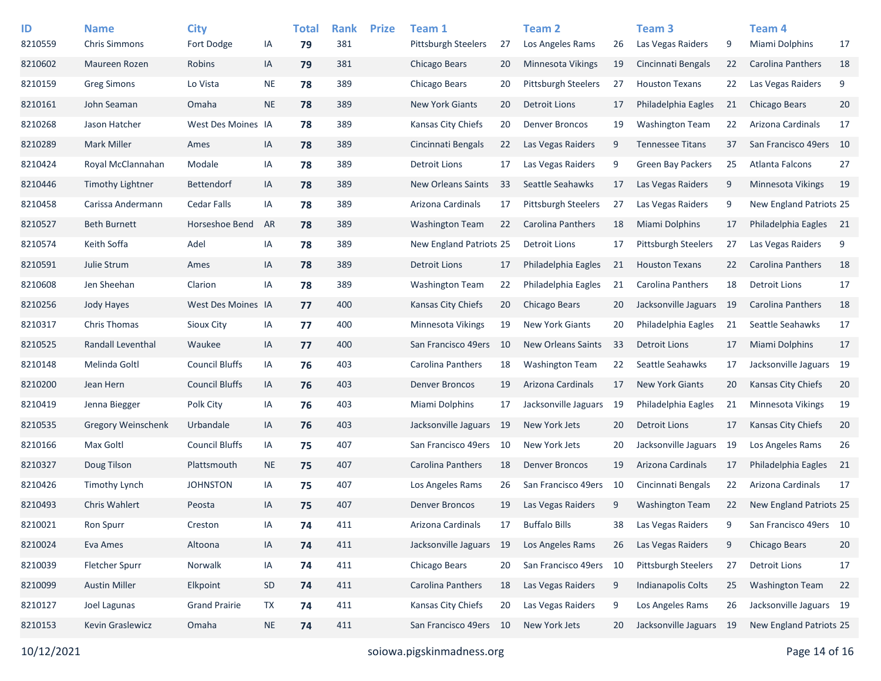| ID | Name | City | | Total | Rank | Prize | Team 1 | | Team 2 | | Team 3 | | Team 4 | |
|---|---|---|---|---|---|---|---|---|---|---|---|---|---|---|
| 8210559 | Chris Simmons | Fort Dodge | IA | **79** | 381 | | Pittsburgh Steelers | 27 | Los Angeles Rams | 26 | Las Vegas Raiders | 9 | Miami Dolphins | 17 |
| 8210602 | Maureen Rozen | Robins | IA | **79** | 381 | | Chicago Bears | 20 | Minnesota Vikings | 19 | Cincinnati Bengals | 22 | Carolina Panthers | 18 |
| 8210159 | Greg Simons | Lo Vista | NE | **78** | 389 | | Chicago Bears | 20 | Pittsburgh Steelers | 27 | Houston Texans | 22 | Las Vegas Raiders | 9 |
| 8210161 | John Seaman | Omaha | NE | **78** | 389 | | New York Giants | 20 | Detroit Lions | 17 | Philadelphia Eagles | 21 | Chicago Bears | 20 |
| 8210268 | Jason Hatcher | West Des Moines | IA | **78** | 389 | | Kansas City Chiefs | 20 | Denver Broncos | 19 | Washington Team | 22 | Arizona Cardinals | 17 |
| 8210289 | Mark Miller | Ames | IA | **78** | 389 | | Cincinnati Bengals | 22 | Las Vegas Raiders | 9 | Tennessee Titans | 37 | San Francisco 49ers | 10 |
| 8210424 | Royal McClannahan | Modale | IA | **78** | 389 | | Detroit Lions | 17 | Las Vegas Raiders | 9 | Green Bay Packers | 25 | Atlanta Falcons | 27 |
| 8210446 | Timothy Lightner | Bettendorf | IA | **78** | 389 | | New Orleans Saints | 33 | Seattle Seahawks | 17 | Las Vegas Raiders | 9 | Minnesota Vikings | 19 |
| 8210458 | Carissa Andermann | Cedar Falls | IA | **78** | 389 | | Arizona Cardinals | 17 | Pittsburgh Steelers | 27 | Las Vegas Raiders | 9 | New England Patriots | 25 |
| 8210527 | Beth Burnett | Horseshoe Bend | AR | **78** | 389 | | Washington Team | 22 | Carolina Panthers | 18 | Miami Dolphins | 17 | Philadelphia Eagles | 21 |
| 8210574 | Keith Soffa | Adel | IA | **78** | 389 | | New England Patriots | 25 | Detroit Lions | 17 | Pittsburgh Steelers | 27 | Las Vegas Raiders | 9 |
| 8210591 | Julie Strum | Ames | IA | **78** | 389 | | Detroit Lions | 17 | Philadelphia Eagles | 21 | Houston Texans | 22 | Carolina Panthers | 18 |
| 8210608 | Jen Sheehan | Clarion | IA | **78** | 389 | | Washington Team | 22 | Philadelphia Eagles | 21 | Carolina Panthers | 18 | Detroit Lions | 17 |
| 8210256 | Jody Hayes | West Des Moines | IA | **77** | 400 | | Kansas City Chiefs | 20 | Chicago Bears | 20 | Jacksonville Jaguars | 19 | Carolina Panthers | 18 |
| 8210317 | Chris Thomas | Sioux City | IA | **77** | 400 | | Minnesota Vikings | 19 | New York Giants | 20 | Philadelphia Eagles | 21 | Seattle Seahawks | 17 |
| 8210525 | Randall Leventhal | Waukee | IA | **77** | 400 | | San Francisco 49ers | 10 | New Orleans Saints | 33 | Detroit Lions | 17 | Miami Dolphins | 17 |
| 8210148 | Melinda Goltl | Council Bluffs | IA | **76** | 403 | | Carolina Panthers | 18 | Washington Team | 22 | Seattle Seahawks | 17 | Jacksonville Jaguars | 19 |
| 8210200 | Jean Hern | Council Bluffs | IA | **76** | 403 | | Denver Broncos | 19 | Arizona Cardinals | 17 | New York Giants | 20 | Kansas City Chiefs | 20 |
| 8210419 | Jenna Biegger | Polk City | IA | **76** | 403 | | Miami Dolphins | 17 | Jacksonville Jaguars | 19 | Philadelphia Eagles | 21 | Minnesota Vikings | 19 |
| 8210535 | Gregory Weinschenk | Urbandale | IA | **76** | 403 | | Jacksonville Jaguars | 19 | New York Jets | 20 | Detroit Lions | 17 | Kansas City Chiefs | 20 |
| 8210166 | Max Goltl | Council Bluffs | IA | **75** | 407 | | San Francisco 49ers | 10 | New York Jets | 20 | Jacksonville Jaguars | 19 | Los Angeles Rams | 26 |
| 8210327 | Doug Tilson | Plattsmouth | NE | **75** | 407 | | Carolina Panthers | 18 | Denver Broncos | 19 | Arizona Cardinals | 17 | Philadelphia Eagles | 21 |
| 8210426 | Timothy Lynch | JOHNSTON | IA | **75** | 407 | | Los Angeles Rams | 26 | San Francisco 49ers | 10 | Cincinnati Bengals | 22 | Arizona Cardinals | 17 |
| 8210493 | Chris Wahlert | Peosta | IA | **75** | 407 | | Denver Broncos | 19 | Las Vegas Raiders | 9 | Washington Team | 22 | New England Patriots | 25 |
| 8210021 | Ron Spurr | Creston | IA | **74** | 411 | | Arizona Cardinals | 17 | Buffalo Bills | 38 | Las Vegas Raiders | 9 | San Francisco 49ers | 10 |
| 8210024 | Eva Ames | Altoona | IA | **74** | 411 | | Jacksonville Jaguars | 19 | Los Angeles Rams | 26 | Las Vegas Raiders | 9 | Chicago Bears | 20 |
| 8210039 | Fletcher Spurr | Norwalk | IA | **74** | 411 | | Chicago Bears | 20 | San Francisco 49ers | 10 | Pittsburgh Steelers | 27 | Detroit Lions | 17 |
| 8210099 | Austin Miller | Elkpoint | SD | **74** | 411 | | Carolina Panthers | 18 | Las Vegas Raiders | 9 | Indianapolis Colts | 25 | Washington Team | 22 |
| 8210127 | Joel Lagunas | Grand Prairie | TX | **74** | 411 | | Kansas City Chiefs | 20 | Las Vegas Raiders | 9 | Los Angeles Rams | 26 | Jacksonville Jaguars | 19 |
| 8210153 | Kevin Graslewicz | Omaha | NE | **74** | 411 | | San Francisco 49ers | 10 | New York Jets | 20 | Jacksonville Jaguars | 19 | New England Patriots | 25 |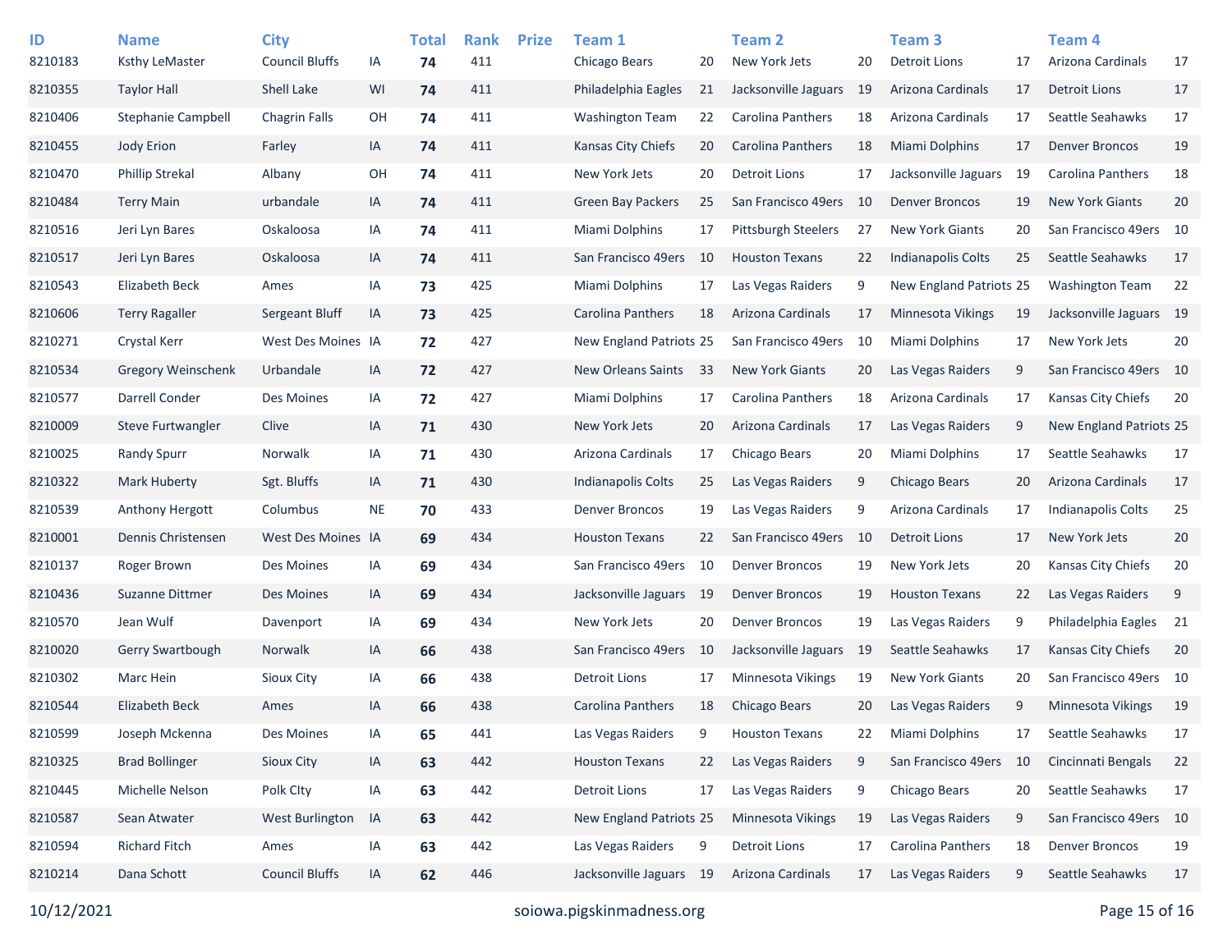| ID | Name | City | | Total | Rank | Prize | Team 1 | | Team 2 | | Team 3 | | Team 4 | |
|---|---|---|---|---|---|---|---|---|---|---|---|---|---|---|
| 8210183 | Ksthy LeMaster | Council Bluffs | IA | **74** | 411 | | Chicago Bears | 20 | New York Jets | 20 | Detroit Lions | 17 | Arizona Cardinals | 17 |
| 8210355 | Taylor Hall | Shell Lake | WI | **74** | 411 | | Philadelphia Eagles | 21 | Jacksonville Jaguars | 19 | Arizona Cardinals | 17 | Detroit Lions | 17 |
| 8210406 | Stephanie Campbell | Chagrin Falls | OH | **74** | 411 | | Washington Team | 22 | Carolina Panthers | 18 | Arizona Cardinals | 17 | Seattle Seahawks | 17 |
| 8210455 | Jody Erion | Farley | IA | **74** | 411 | | Kansas City Chiefs | 20 | Carolina Panthers | 18 | Miami Dolphins | 17 | Denver Broncos | 19 |
| 8210470 | Phillip Strekal | Albany | OH | **74** | 411 | | New York Jets | 20 | Detroit Lions | 17 | Jacksonville Jaguars | 19 | Carolina Panthers | 18 |
| 8210484 | Terry Main | urbandale | IA | **74** | 411 | | Green Bay Packers | 25 | San Francisco 49ers | 10 | Denver Broncos | 19 | New York Giants | 20 |
| 8210516 | Jeri Lyn Bares | Oskaloosa | IA | **74** | 411 | | Miami Dolphins | 17 | Pittsburgh Steelers | 27 | New York Giants | 20 | San Francisco 49ers | 10 |
| 8210517 | Jeri Lyn Bares | Oskaloosa | IA | **74** | 411 | | San Francisco 49ers | 10 | Houston Texans | 22 | Indianapolis Colts | 25 | Seattle Seahawks | 17 |
| 8210543 | Elizabeth Beck | Ames | IA | **73** | 425 | | Miami Dolphins | 17 | Las Vegas Raiders | 9 | New England Patriots | 25 | Washington Team | 22 |
| 8210606 | Terry Ragaller | Sergeant Bluff | IA | **73** | 425 | | Carolina Panthers | 18 | Arizona Cardinals | 17 | Minnesota Vikings | 19 | Jacksonville Jaguars | 19 |
| 8210271 | Crystal Kerr | West Des Moines | IA | **72** | 427 | | New England Patriots | 25 | San Francisco 49ers | 10 | Miami Dolphins | 17 | New York Jets | 20 |
| 8210534 | Gregory Weinschenk | Urbandale | IA | **72** | 427 | | New Orleans Saints | 33 | New York Giants | 20 | Las Vegas Raiders | 9 | San Francisco 49ers | 10 |
| 8210577 | Darrell Conder | Des Moines | IA | **72** | 427 | | Miami Dolphins | 17 | Carolina Panthers | 18 | Arizona Cardinals | 17 | Kansas City Chiefs | 20 |
| 8210009 | Steve Furtwangler | Clive | IA | **71** | 430 | | New York Jets | 20 | Arizona Cardinals | 17 | Las Vegas Raiders | 9 | New England Patriots | 25 |
| 8210025 | Randy Spurr | Norwalk | IA | **71** | 430 | | Arizona Cardinals | 17 | Chicago Bears | 20 | Miami Dolphins | 17 | Seattle Seahawks | 17 |
| 8210322 | Mark Huberty | Sgt. Bluffs | IA | **71** | 430 | | Indianapolis Colts | 25 | Las Vegas Raiders | 9 | Chicago Bears | 20 | Arizona Cardinals | 17 |
| 8210539 | Anthony Hergott | Columbus | NE | **70** | 433 | | Denver Broncos | 19 | Las Vegas Raiders | 9 | Arizona Cardinals | 17 | Indianapolis Colts | 25 |
| 8210001 | Dennis Christensen | West Des Moines | IA | **69** | 434 | | Houston Texans | 22 | San Francisco 49ers | 10 | Detroit Lions | 17 | New York Jets | 20 |
| 8210137 | Roger Brown | Des Moines | IA | **69** | 434 | | San Francisco 49ers | 10 | Denver Broncos | 19 | New York Jets | 20 | Kansas City Chiefs | 20 |
| 8210436 | Suzanne Dittmer | Des Moines | IA | **69** | 434 | | Jacksonville Jaguars | 19 | Denver Broncos | 19 | Houston Texans | 22 | Las Vegas Raiders | 9 |
| 8210570 | Jean Wulf | Davenport | IA | **69** | 434 | | New York Jets | 20 | Denver Broncos | 19 | Las Vegas Raiders | 9 | Philadelphia Eagles | 21 |
| 8210020 | Gerry Swartbough | Norwalk | IA | **66** | 438 | | San Francisco 49ers | 10 | Jacksonville Jaguars | 19 | Seattle Seahawks | 17 | Kansas City Chiefs | 20 |
| 8210302 | Marc Hein | Sioux City | IA | **66** | 438 | | Detroit Lions | 17 | Minnesota Vikings | 19 | New York Giants | 20 | San Francisco 49ers | 10 |
| 8210544 | Elizabeth Beck | Ames | IA | **66** | 438 | | Carolina Panthers | 18 | Chicago Bears | 20 | Las Vegas Raiders | 9 | Minnesota Vikings | 19 |
| 8210599 | Joseph Mckenna | Des Moines | IA | **65** | 441 | | Las Vegas Raiders | 9 | Houston Texans | 22 | Miami Dolphins | 17 | Seattle Seahawks | 17 |
| 8210325 | Brad Bollinger | Sioux City | IA | **63** | 442 | | Houston Texans | 22 | Las Vegas Raiders | 9 | San Francisco 49ers | 10 | Cincinnati Bengals | 22 |
| 8210445 | Michelle Nelson | Polk CIty | IA | **63** | 442 | | Detroit Lions | 17 | Las Vegas Raiders | 9 | Chicago Bears | 20 | Seattle Seahawks | 17 |
| 8210587 | Sean Atwater | West Burlington | IA | **63** | 442 | | New England Patriots | 25 | Minnesota Vikings | 19 | Las Vegas Raiders | 9 | San Francisco 49ers | 10 |
| 8210594 | Richard Fitch | Ames | IA | **63** | 442 | | Las Vegas Raiders | 9 | Detroit Lions | 17 | Carolina Panthers | 18 | Denver Broncos | 19 |
| 8210214 | Dana Schott | Council Bluffs | IA | **62** | 446 | | Jacksonville Jaguars | 19 | Arizona Cardinals | 17 | Las Vegas Raiders | 9 | Seattle Seahawks | 17 |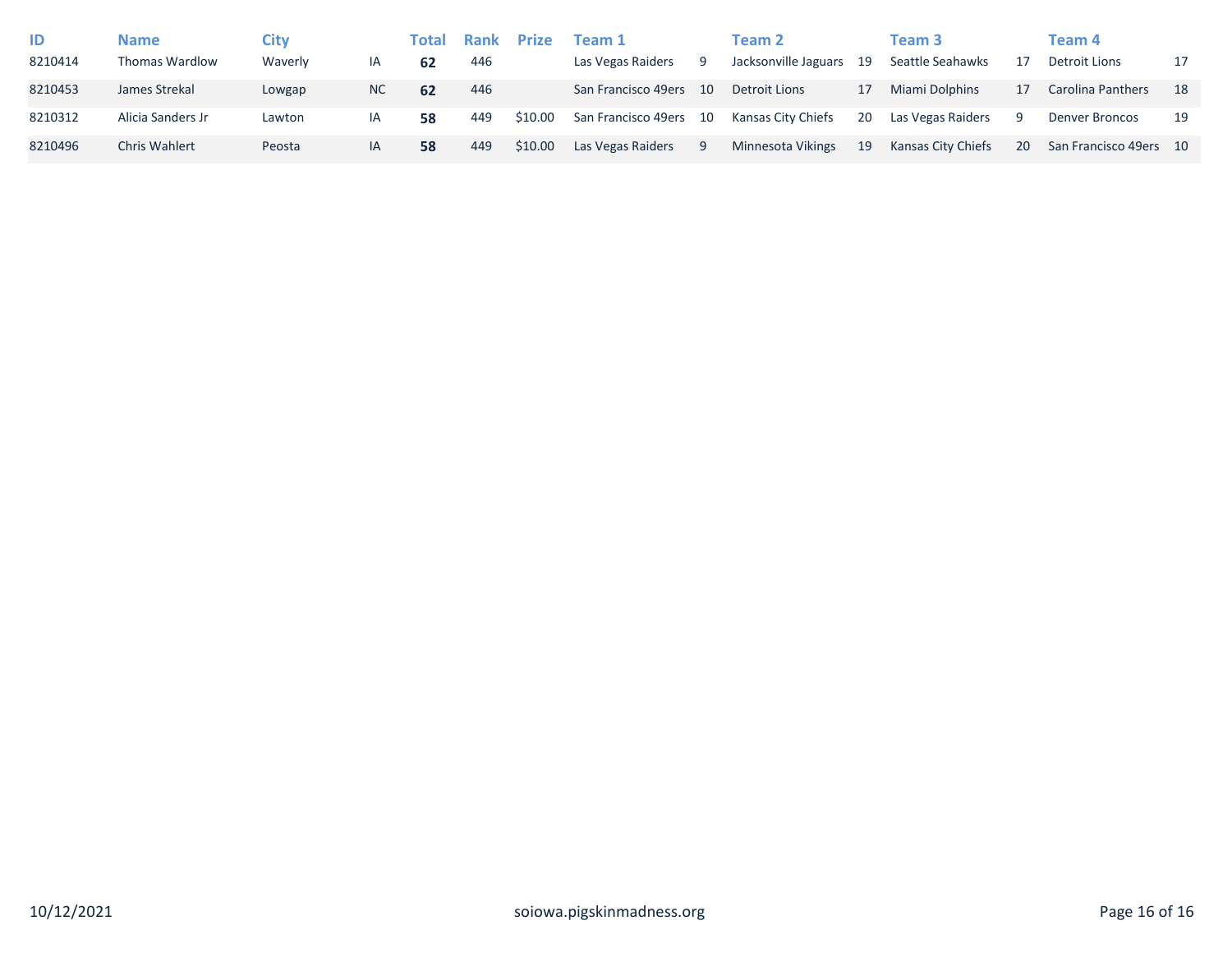| ID | Name | City | | Total | Rank | Prize | Team 1 | | Team 2 | | Team 3 | | Team 4 | |
|---|---|---|---|---|---|---|---|---|---|---|---|---|---|---|
| 8210414 | Thomas Wardlow | Waverly | IA | **62** | 446 | | Las Vegas Raiders | 9 | Jacksonville Jaguars | 19 | Seattle Seahawks | 17 | Detroit Lions | 17 |
| 8210453 | James Strekal | Lowgap | NC | **62** | 446 | | San Francisco 49ers | 10 | Detroit Lions | 17 | Miami Dolphins | 17 | Carolina Panthers | 18 |
| 8210312 | Alicia Sanders Jr | Lawton | IA | **58** | 449 | $10.00 | San Francisco 49ers | 10 | Kansas City Chiefs | 20 | Las Vegas Raiders | 9 | Denver Broncos | 19 |
| 8210496 | Chris Wahlert | Peosta | IA | **58** | 449 | $10.00 | Las Vegas Raiders | 9 | Minnesota Vikings | 19 | Kansas City Chiefs | 20 | San Francisco 49ers | 10 |